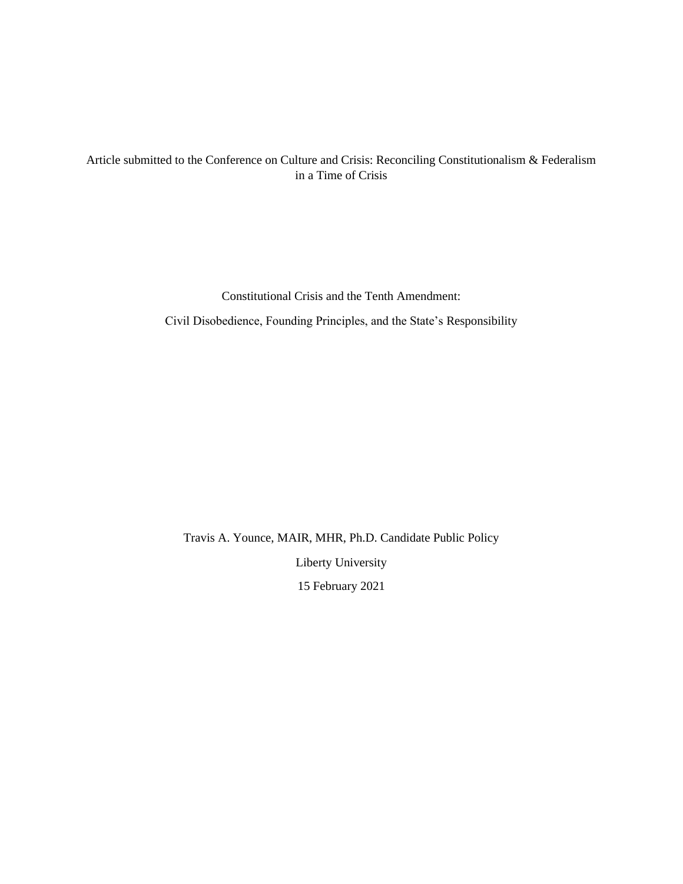Article submitted to the Conference on Culture and Crisis: Reconciling Constitutionalism & Federalism in a Time of Crisis

# Constitutional Crisis and the Tenth Amendment:

## Civil Disobedience, Founding Principles, and the State's Responsibility

Travis A. Younce, MAIR, MHR, Ph.D. Candidate Public Policy

Liberty University

15 February 2021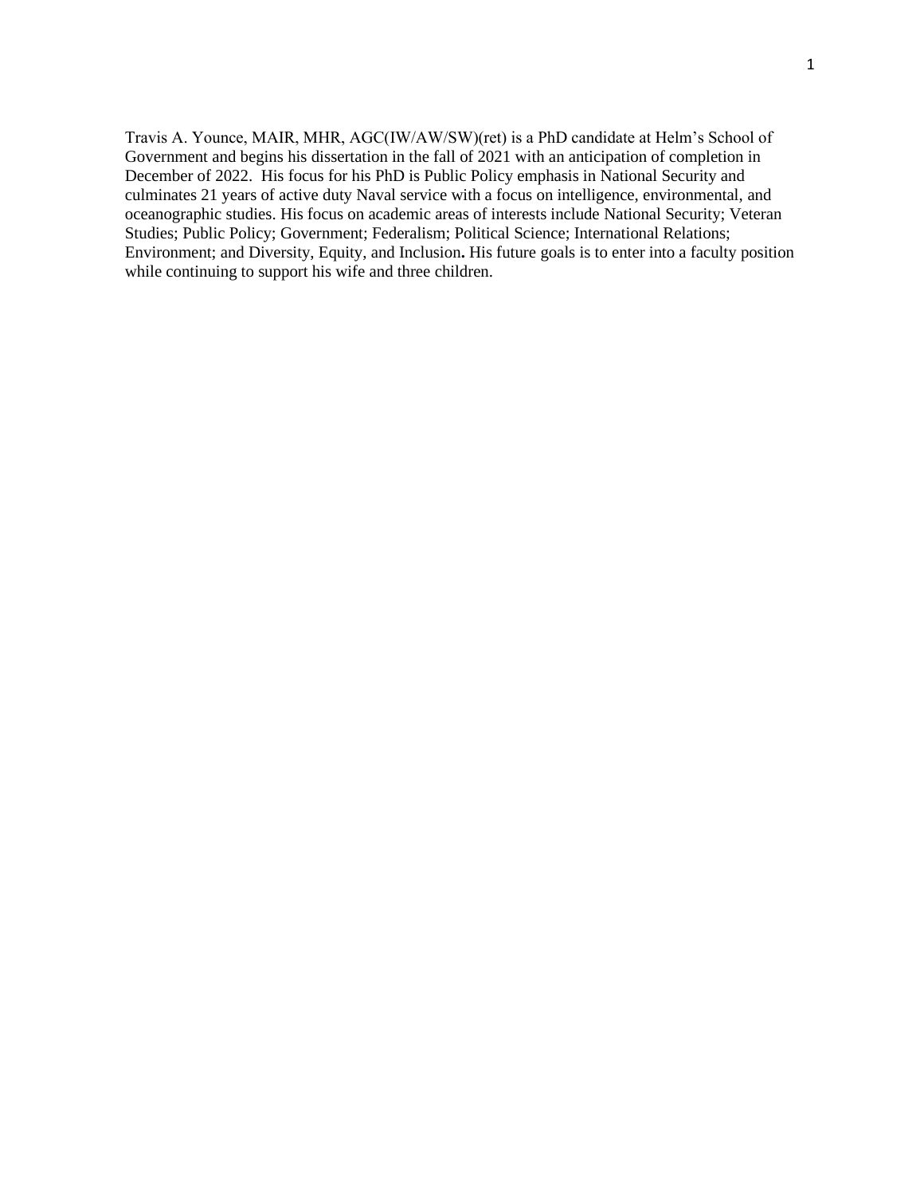Travis A. Younce, MAIR, MHR, AGC(IW/AW/SW)(ret) is a PhD candidate at Helm's School of Government and begins his dissertation in the fall of 2021 with an anticipation of completion in December of 2022. His focus for his PhD is Public Policy emphasis in National Security and culminates 21 years of active duty Naval service with a focus on intelligence, environmental, and oceanographic studies. His focus on academic areas of interests include National Security; Veteran Studies; Public Policy; Government; Federalism; Political Science; International Relations; Environment; and Diversity, Equity, and Inclusion**.** His future goals is to enter into a faculty position while continuing to support his wife and three children.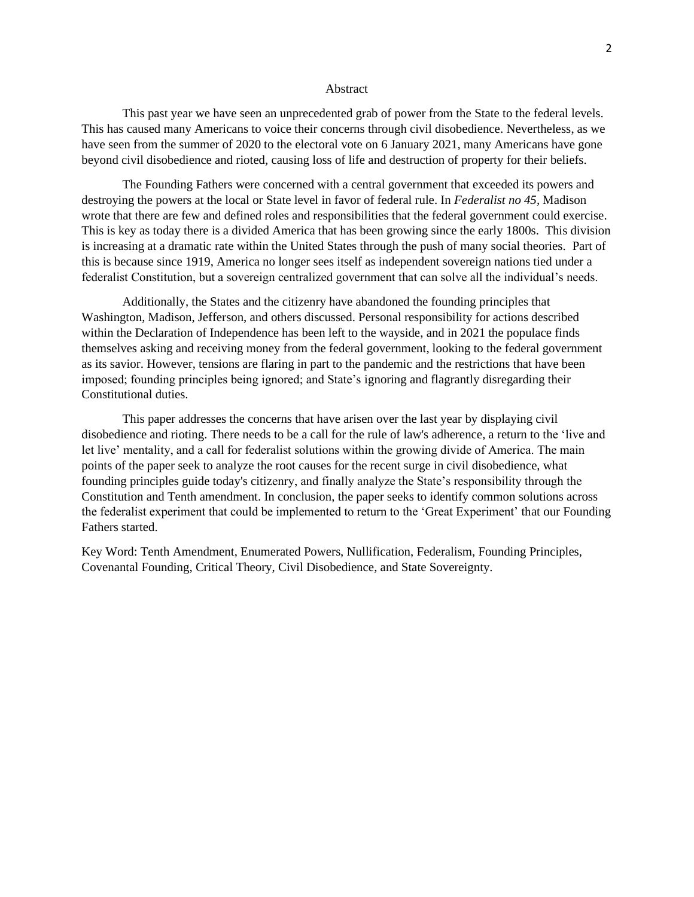# Abstract

This past year we have seen an unprecedented grab of power from the State to the federal levels. This has caused many Americans to voice their concerns through civil disobedience. Nevertheless, as we have seen from the summer of 2020 to the electoral vote on 6 January 2021, many Americans have gone beyond civil disobedience and rioted, causing loss of life and destruction of property for their beliefs.

The Founding Fathers were concerned with a central government that exceeded its powers and destroying the powers at the local or State level in favor of federal rule. In *Federalist no 45*, Madison wrote that there are few and defined roles and responsibilities that the federal government could exercise. This is key as today there is a divided America that has been growing since the early 1800s. This division is increasing at a dramatic rate within the United States through the push of many social theories. Part of this is because since 1919, America no longer sees itself as independent sovereign nations tied under a federalist Constitution, but a sovereign centralized government that can solve all the individual's needs.

Additionally, the States and the citizenry have abandoned the founding principles that Washington, Madison, Jefferson, and others discussed. Personal responsibility for actions described within the Declaration of Independence has been left to the wayside, and in 2021 the populace finds themselves asking and receiving money from the federal government, looking to the federal government as its savior. However, tensions are flaring in part to the pandemic and the restrictions that have been imposed; founding principles being ignored; and State's ignoring and flagrantly disregarding their Constitutional duties.

This paper addresses the concerns that have arisen over the last year by displaying civil disobedience and rioting. There needs to be a call for the rule of law's adherence, a return to the 'live and let live' mentality, and a call for federalist solutions within the growing divide of America. The main points of the paper seek to analyze the root causes for the recent surge in civil disobedience, what founding principles guide today's citizenry, and finally analyze the State's responsibility through the Constitution and Tenth amendment. In conclusion, the paper seeks to identify common solutions across the federalist experiment that could be implemented to return to the 'Great Experiment' that our Founding Fathers started.

Key Word: Tenth Amendment, Enumerated Powers, Nullification, Federalism, Founding Principles, Covenantal Founding, Critical Theory, Civil Disobedience, and State Sovereignty.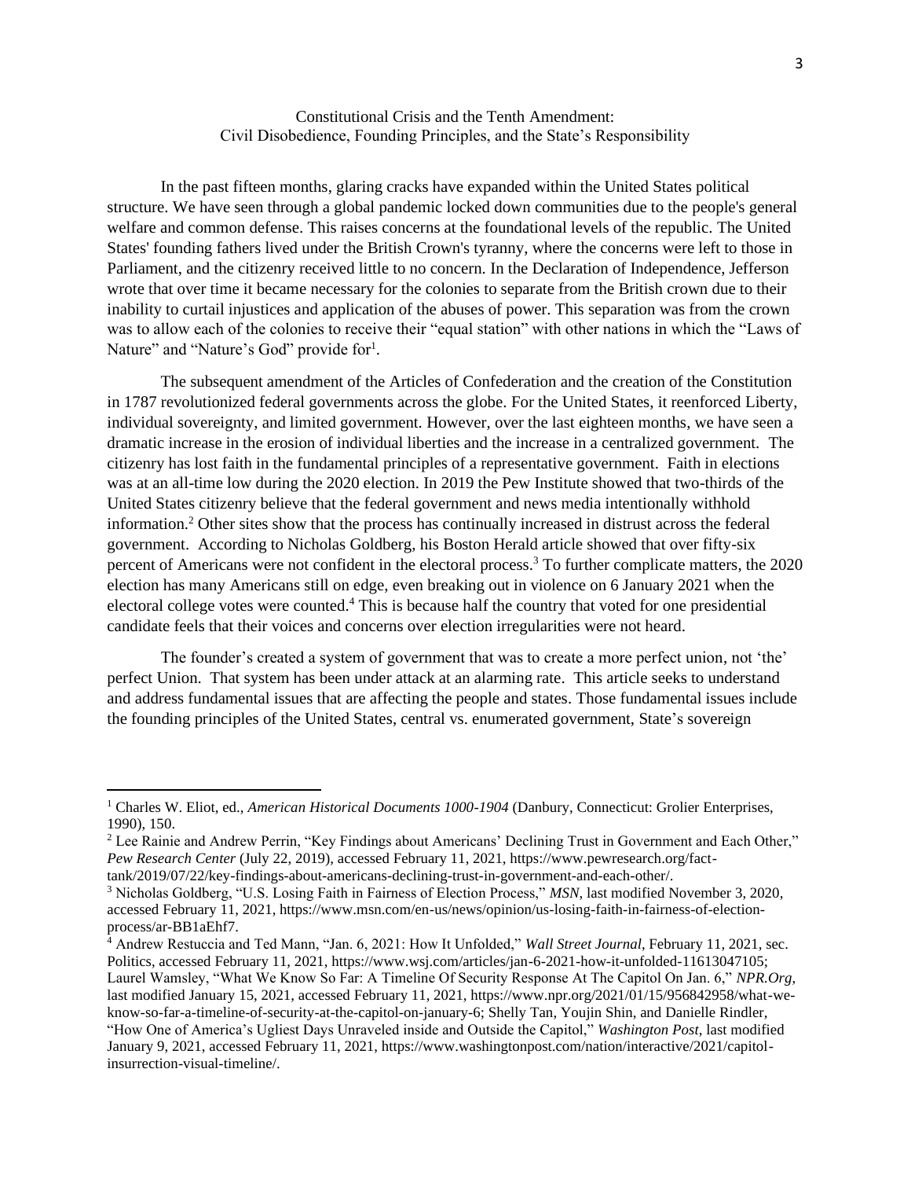# Constitutional Crisis and the Tenth Amendment: Civil Disobedience, Founding Principles, and the State's Responsibility

In the past fifteen months, glaring cracks have expanded within the United States political structure. We have seen through a global pandemic locked down communities due to the people's general welfare and common defense. This raises concerns at the foundational levels of the republic. The United States' founding fathers lived under the British Crown's tyranny, where the concerns were left to those in Parliament, and the citizenry received little to no concern. In the Declaration of Independence, Jefferson wrote that over time it became necessary for the colonies to separate from the British crown due to their inability to curtail injustices and application of the abuses of power. This separation was from the crown was to allow each of the colonies to receive their "equal station" with other nations in which the "Laws of Nature" and "Nature's God" provide for[1].

The subsequent amendment of the Articles of Confederation and the creation of the Constitution in 1787 revolutionized federal governments across the globe. For the United States, it reenforced Liberty, individual sovereignty, and limited government. However, over the last eighteen months, we have seen a dramatic increase in the erosion of individual liberties and the increase in a centralized government. The citizenry has lost faith in the fundamental principles of a representative government. Faith in elections was at an all-time low during the 2020 election. In 2019 the Pew Institute showed that two-thirds of the United States citizenry believe that the federal government and news media intentionally withhold information.[2] Other sites show that the process has continually increased in distrust across the federal government. According to Nicholas Goldberg, his Boston Herald article showed that over fifty-six percent of Americans were not confident in the electoral process.[3] To further complicate matters, the 2020 election has many Americans still on edge, even breaking out in violence on 6 January 2021 when the electoral college votes were counted.[4] This is because half the country that voted for one presidential candidate feels that their voices and concerns over election irregularities were not heard.

The founder's created a system of government that was to create a more perfect union, not 'the' perfect Union. That system has been under attack at an alarming rate. This article seeks to understand and address fundamental issues that are affecting the people and states. Those fundamental issues include the founding principles of the United States, central vs. enumerated government, State's sovereign

---

[1] Charles W. Eliot, ed., *American Historical Documents 1000-1904* (Danbury, Connecticut: Grolier Enterprises, 1990), 150.

[2] Lee Rainie and Andrew Perrin, "Key Findings about Americans' Declining Trust in Government and Each Other," *Pew Research Center* (July 22, 2019), accessed February 11, 2021, https://www.pewresearch.org/fact-tank/2019/07/22/key-findings-about-americans-declining-trust-in-government-and-each-other/.

[3] Nicholas Goldberg, "U.S. Losing Faith in Fairness of Election Process," *MSN*, last modified November 3, 2020, accessed February 11, 2021, https://www.msn.com/en-us/news/opinion/us-losing-faith-in-fairness-of-election-process/ar-BB1aEhf7.

[4] Andrew Restuccia and Ted Mann, "Jan. 6, 2021: How It Unfolded," *Wall Street Journal*, February 11, 2021, sec. Politics, accessed February 11, 2021, https://www.wsj.com/articles/jan-6-2021-how-it-unfolded-11613047105; Laurel Wamsley, "What We Know So Far: A Timeline Of Security Response At The Capitol On Jan. 6," *NPR.Org*, last modified January 15, 2021, accessed February 11, 2021, https://www.npr.org/2021/01/15/956842958/what-we-know-so-far-a-timeline-of-security-at-the-capitol-on-january-6; Shelly Tan, Youjin Shin, and Danielle Rindler, "How One of America's Ugliest Days Unraveled inside and Outside the Capitol," *Washington Post*, last modified January 9, 2021, accessed February 11, 2021, https://www.washingtonpost.com/nation/interactive/2021/capitol-insurrection-visual-timeline/.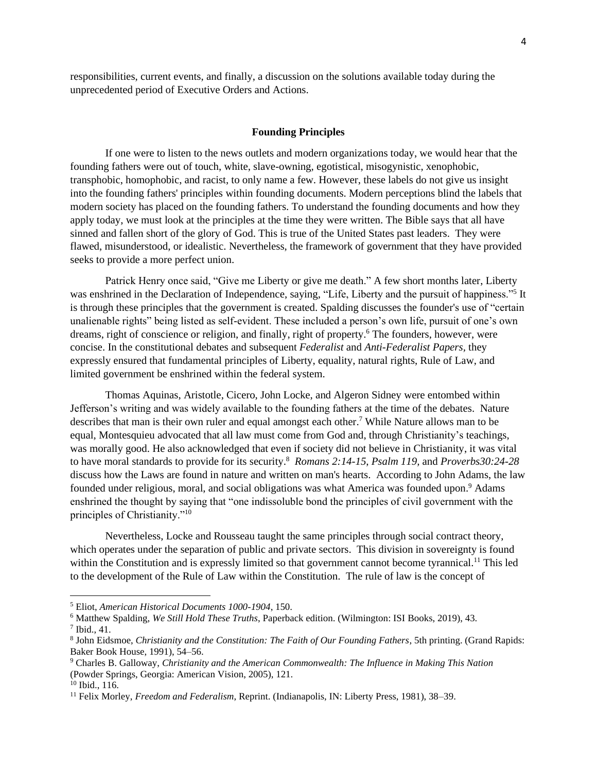responsibilities, current events, and finally, a discussion on the solutions available today during the unprecedented period of Executive Orders and Actions.

## Founding Principles

If one were to listen to the news outlets and modern organizations today, we would hear that the founding fathers were out of touch, white, slave-owning, egotistical, misogynistic, xenophobic, transphobic, homophobic, and racist, to only name a few. However, these labels do not give us insight into the founding fathers' principles within founding documents. Modern perceptions blind the labels that modern society has placed on the founding fathers. To understand the founding documents and how they apply today, we must look at the principles at the time they were written. The Bible says that all have sinned and fallen short of the glory of God. This is true of the United States past leaders. They were flawed, misunderstood, or idealistic. Nevertheless, the framework of government that they have provided seeks to provide a more perfect union.

Patrick Henry once said, "Give me Liberty or give me death." A few short months later, Liberty was enshrined in the Declaration of Independence, saying, "Life, Liberty and the pursuit of happiness."[5] It is through these principles that the government is created. Spalding discusses the founder's use of "certain unalienable rights" being listed as self-evident. These included a person's own life, pursuit of one's own dreams, right of conscience or religion, and finally, right of property.[6] The founders, however, were concise. In the constitutional debates and subsequent *Federalist* and *Anti-Federalist Papers*, they expressly ensured that fundamental principles of Liberty, equality, natural rights, Rule of Law, and limited government be enshrined within the federal system.

Thomas Aquinas, Aristotle, Cicero, John Locke, and Algeron Sidney were entombed within Jefferson's writing and was widely available to the founding fathers at the time of the debates. Nature describes that man is their own ruler and equal amongst each other.[7] While Nature allows man to be equal, Montesquieu advocated that all law must come from God and, through Christianity's teachings, was morally good. He also acknowledged that even if society did not believe in Christianity, it was vital to have moral standards to provide for its security.[8] *Romans 2:14-15, Psalm 119,* and *Proverbs30:24-28* discuss how the Laws are found in nature and written on man's hearts. According to John Adams, the law founded under religious, moral, and social obligations was what America was founded upon.[9] Adams enshrined the thought by saying that "one indissoluble bond the principles of civil government with the principles of Christianity."[10]

Nevertheless, Locke and Rousseau taught the same principles through social contract theory, which operates under the separation of public and private sectors. This division in sovereignty is found within the Constitution and is expressly limited so that government cannot become tyrannical.[11] This led to the development of the Rule of Law within the Constitution. The rule of law is the concept of

---

[5] Eliot, *American Historical Documents 1000-1904*, 150.

[6] Matthew Spalding, *We Still Hold These Truths*, Paperback edition. (Wilmington: ISI Books, 2019), 43.

[7] Ibid., 41.

[8] John Eidsmoe, *Christianity and the Constitution: The Faith of Our Founding Fathers*, 5th printing. (Grand Rapids: Baker Book House, 1991), 54–56.

[9] Charles B. Galloway, *Christianity and the American Commonwealth: The Influence in Making This Nation* (Powder Springs, Georgia: American Vision, 2005), 121.

[10] Ibid., 116.

[11] Felix Morley, *Freedom and Federalism*, Reprint. (Indianapolis, IN: Liberty Press, 1981), 38–39.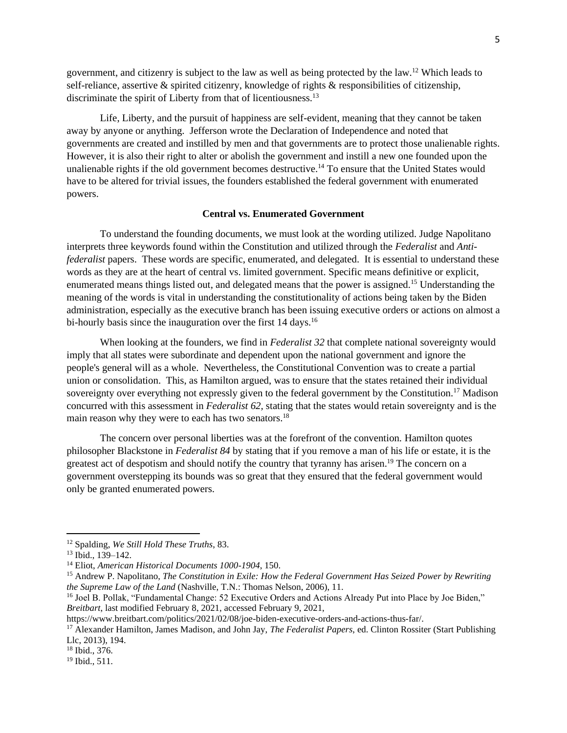government, and citizenry is subject to the law as well as being protected by the law.[12] Which leads to self-reliance, assertive & spirited citizenry, knowledge of rights & responsibilities of citizenship, discriminate the spirit of Liberty from that of licentiousness.[13]

Life, Liberty, and the pursuit of happiness are self-evident, meaning that they cannot be taken away by anyone or anything. Jefferson wrote the Declaration of Independence and noted that governments are created and instilled by men and that governments are to protect those unalienable rights. However, it is also their right to alter or abolish the government and instill a new one founded upon the unalienable rights if the old government becomes destructive.[14] To ensure that the United States would have to be altered for trivial issues, the founders established the federal government with enumerated powers.

## Central vs. Enumerated Government

To understand the founding documents, we must look at the wording utilized. Judge Napolitano interprets three keywords found within the Constitution and utilized through the *Federalist* and *Anti-federalist* papers. These words are specific, enumerated, and delegated. It is essential to understand these words as they are at the heart of central vs. limited government. Specific means definitive or explicit, enumerated means things listed out, and delegated means that the power is assigned.[15] Understanding the meaning of the words is vital in understanding the constitutionality of actions being taken by the Biden administration, especially as the executive branch has been issuing executive orders or actions on almost a bi-hourly basis since the inauguration over the first 14 days.[16]

When looking at the founders, we find in *Federalist 32* that complete national sovereignty would imply that all states were subordinate and dependent upon the national government and ignore the people's general will as a whole. Nevertheless, the Constitutional Convention was to create a partial union or consolidation. This, as Hamilton argued, was to ensure that the states retained their individual sovereignty over everything not expressly given to the federal government by the Constitution.[17] Madison concurred with this assessment in *Federalist 62*, stating that the states would retain sovereignty and is the main reason why they were to each has two senators.[18]

The concern over personal liberties was at the forefront of the convention. Hamilton quotes philosopher Blackstone in *Federalist 84* by stating that if you remove a man of his life or estate, it is the greatest act of despotism and should notify the country that tyranny has arisen.[19] The concern on a government overstepping its bounds was so great that they ensured that the federal government would only be granted enumerated powers.

---

[12] Spalding, *We Still Hold These Truths*, 83.

[13] Ibid., 139–142.

[14] Eliot, *American Historical Documents 1000-1904*, 150.

[15] Andrew P. Napolitano, *The Constitution in Exile: How the Federal Government Has Seized Power by Rewriting the Supreme Law of the Land* (Nashville, T.N.: Thomas Nelson, 2006), 11.

[16] Joel B. Pollak, "Fundamental Change: 52 Executive Orders and Actions Already Put into Place by Joe Biden," *Breitbart*, last modified February 8, 2021, accessed February 9, 2021, https://www.breitbart.com/politics/2021/02/08/joe-biden-executive-orders-and-actions-thus-far/.

[17] Alexander Hamilton, James Madison, and John Jay, *The Federalist Papers*, ed. Clinton Rossiter (Start Publishing Llc, 2013), 194.

[18] Ibid., 376.

[19] Ibid., 511.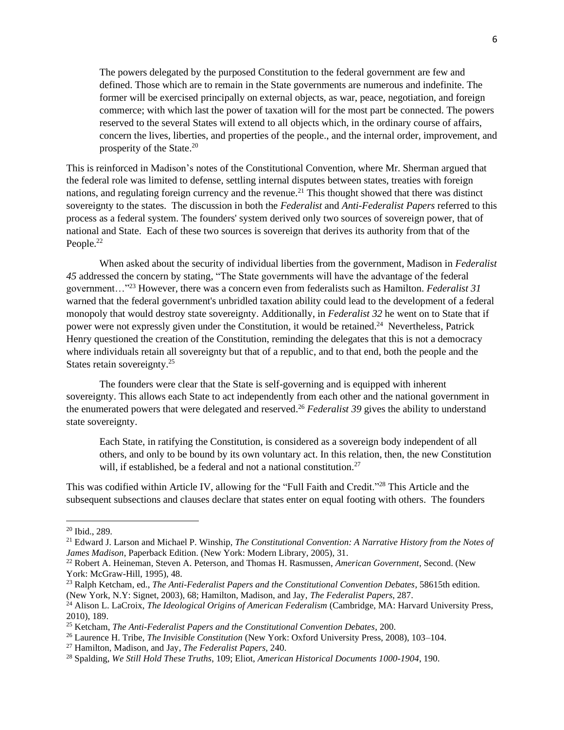> The powers delegated by the purposed Constitution to the federal government are few and defined. Those which are to remain in the State governments are numerous and indefinite. The former will be exercised principally on external objects, as war, peace, negotiation, and foreign commerce; with which last the power of taxation will for the most part be connected. The powers reserved to the several States will extend to all objects which, in the ordinary course of affairs, concern the lives, liberties, and properties of the people., and the internal order, improvement, and prosperity of the State.[20]

This is reinforced in Madison's notes of the Constitutional Convention, where Mr. Sherman argued that the federal role was limited to defense, settling internal disputes between states, treaties with foreign nations, and regulating foreign currency and the revenue.[21] This thought showed that there was distinct sovereignty to the states. The discussion in both the *Federalist* and *Anti-Federalist Papers* referred to this process as a federal system. The founders' system derived only two sources of sovereign power, that of national and State. Each of these two sources is sovereign that derives its authority from that of the People.[22]

When asked about the security of individual liberties from the government, Madison in *Federalist 45* addressed the concern by stating, "The State governments will have the advantage of the federal government…"[23] However, there was a concern even from federalists such as Hamilton. *Federalist 31* warned that the federal government's unbridled taxation ability could lead to the development of a federal monopoly that would destroy state sovereignty. Additionally, in *Federalist 32* he went on to State that if power were not expressly given under the Constitution, it would be retained.[24] Nevertheless, Patrick Henry questioned the creation of the Constitution, reminding the delegates that this is not a democracy where individuals retain all sovereignty but that of a republic, and to that end, both the people and the States retain sovereignty.[25]

The founders were clear that the State is self-governing and is equipped with inherent sovereignty. This allows each State to act independently from each other and the national government in the enumerated powers that were delegated and reserved.[26] *Federalist 39* gives the ability to understand state sovereignty.

> Each State, in ratifying the Constitution, is considered as a sovereign body independent of all others, and only to be bound by its own voluntary act. In this relation, then, the new Constitution will, if established, be a federal and not a national constitution.[27]

This was codified within Article IV, allowing for the "Full Faith and Credit."[28] This Article and the subsequent subsections and clauses declare that states enter on equal footing with others. The founders

---

[20] Ibid., 289.

[21] Edward J. Larson and Michael P. Winship, *The Constitutional Convention: A Narrative History from the Notes of James Madison*, Paperback Edition. (New York: Modern Library, 2005), 31.

[22] Robert A. Heineman, Steven A. Peterson, and Thomas H. Rasmussen, *American Government*, Second. (New York: McGraw-Hill, 1995), 48.

[23] Ralph Ketcham, ed., *The Anti-Federalist Papers and the Constitutional Convention Debates*, 58615th edition. (New York, N.Y: Signet, 2003), 68; Hamilton, Madison, and Jay, *The Federalist Papers*, 287.

[24] Alison L. LaCroix, *The Ideological Origins of American Federalism* (Cambridge, MA: Harvard University Press, 2010), 189.

[25] Ketcham, *The Anti-Federalist Papers and the Constitutional Convention Debates*, 200.

[26] Laurence H. Tribe, *The Invisible Constitution* (New York: Oxford University Press, 2008), 103–104.

[27] Hamilton, Madison, and Jay, *The Federalist Papers*, 240.

[28] Spalding, *We Still Hold These Truths*, 109; Eliot, *American Historical Documents 1000-1904*, 190.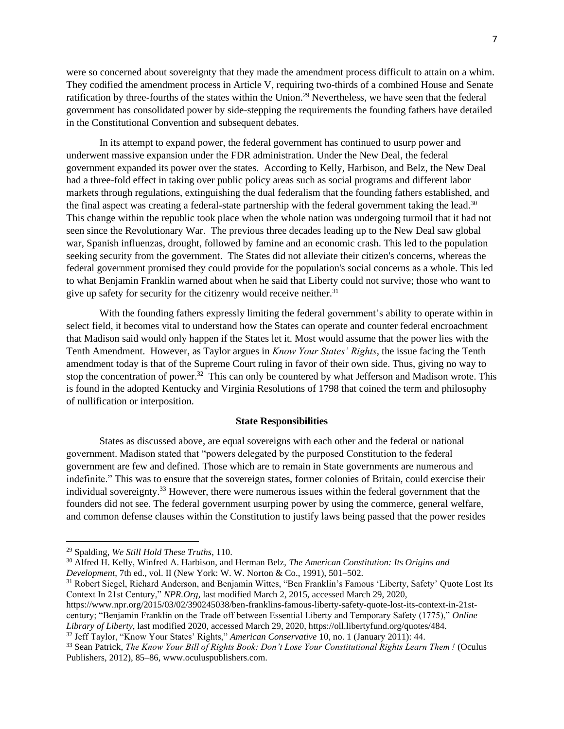were so concerned about sovereignty that they made the amendment process difficult to attain on a whim. They codified the amendment process in Article V, requiring two-thirds of a combined House and Senate ratification by three-fourths of the states within the Union.[29] Nevertheless, we have seen that the federal government has consolidated power by side-stepping the requirements the founding fathers have detailed in the Constitutional Convention and subsequent debates.

In its attempt to expand power, the federal government has continued to usurp power and underwent massive expansion under the FDR administration. Under the New Deal, the federal government expanded its power over the states. According to Kelly, Harbison, and Belz, the New Deal had a three-fold effect in taking over public policy areas such as social programs and different labor markets through regulations, extinguishing the dual federalism that the founding fathers established, and the final aspect was creating a federal-state partnership with the federal government taking the lead.[30] This change within the republic took place when the whole nation was undergoing turmoil that it had not seen since the Revolutionary War. The previous three decades leading up to the New Deal saw global war, Spanish influenzas, drought, followed by famine and an economic crash. This led to the population seeking security from the government. The States did not alleviate their citizen's concerns, whereas the federal government promised they could provide for the population's social concerns as a whole. This led to what Benjamin Franklin warned about when he said that Liberty could not survive; those who want to give up safety for security for the citizenry would receive neither.[31]

With the founding fathers expressly limiting the federal government's ability to operate within in select field, it becomes vital to understand how the States can operate and counter federal encroachment that Madison said would only happen if the States let it. Most would assume that the power lies with the Tenth Amendment. However, as Taylor argues in *Know Your States' Rights*, the issue facing the Tenth amendment today is that of the Supreme Court ruling in favor of their own side. Thus, giving no way to stop the concentration of power.[32] This can only be countered by what Jefferson and Madison wrote. This is found in the adopted Kentucky and Virginia Resolutions of 1798 that coined the term and philosophy of nullification or interposition.

### State Responsibilities

States as discussed above, are equal sovereigns with each other and the federal or national government. Madison stated that "powers delegated by the purposed Constitution to the federal government are few and defined. Those which are to remain in State governments are numerous and indefinite." This was to ensure that the sovereign states, former colonies of Britain, could exercise their individual sovereignty.[33] However, there were numerous issues within the federal government that the founders did not see. The federal government usurping power by using the commerce, general welfare, and common defense clauses within the Constitution to justify laws being passed that the power resides

---

[29] Spalding, *We Still Hold These Truths*, 110.

[30] Alfred H. Kelly, Winfred A. Harbison, and Herman Belz, *The American Constitution: Its Origins and Development*, 7th ed., vol. II (New York: W. W. Norton & Co., 1991), 501–502.

[31] Robert Siegel, Richard Anderson, and Benjamin Wittes, "Ben Franklin's Famous 'Liberty, Safety' Quote Lost Its Context In 21st Century," *NPR.Org*, last modified March 2, 2015, accessed March 29, 2020, https://www.npr.org/2015/03/02/390245038/ben-franklins-famous-liberty-safety-quote-lost-its-context-in-21st-century; "Benjamin Franklin on the Trade off between Essential Liberty and Temporary Safety (1775)," *Online Library of Liberty*, last modified 2020, accessed March 29, 2020, https://oll.libertyfund.org/quotes/484.

[32] Jeff Taylor, "Know Your States' Rights," *American Conservative* 10, no. 1 (January 2011): 44.

[33] Sean Patrick, *The Know Your Bill of Rights Book: Don't Lose Your Constitutional Rights Learn Them !* (Oculus Publishers, 2012), 85–86, www.oculuspublishers.com.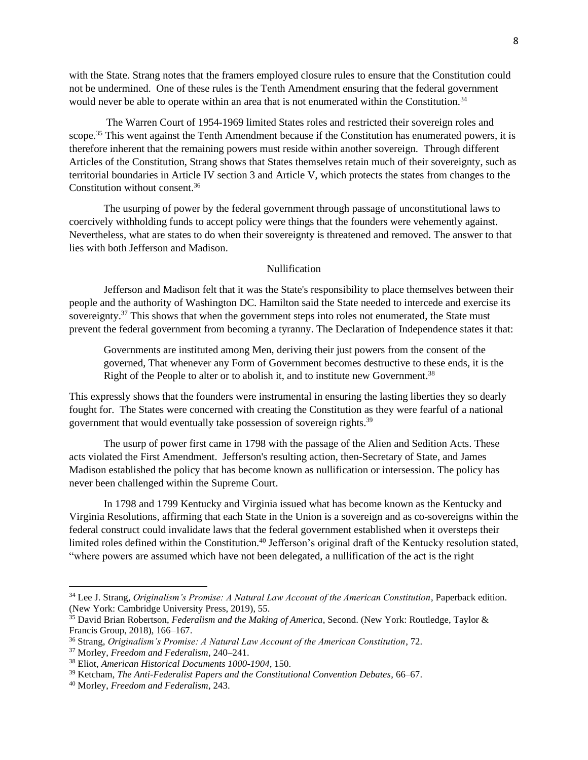with the State. Strang notes that the framers employed closure rules to ensure that the Constitution could not be undermined. One of these rules is the Tenth Amendment ensuring that the federal government would never be able to operate within an area that is not enumerated within the Constitution.[34]

The Warren Court of 1954-1969 limited States roles and restricted their sovereign roles and scope.[35] This went against the Tenth Amendment because if the Constitution has enumerated powers, it is therefore inherent that the remaining powers must reside within another sovereign. Through different Articles of the Constitution, Strang shows that States themselves retain much of their sovereignty, such as territorial boundaries in Article IV section 3 and Article V, which protects the states from changes to the Constitution without consent.[36]

The usurping of power by the federal government through passage of unconstitutional laws to coercively withholding funds to accept policy were things that the founders were vehemently against. Nevertheless, what are states to do when their sovereignty is threatened and removed. The answer to that lies with both Jefferson and Madison.

## Nullification

Jefferson and Madison felt that it was the State's responsibility to place themselves between their people and the authority of Washington DC. Hamilton said the State needed to intercede and exercise its sovereignty.[37] This shows that when the government steps into roles not enumerated, the State must prevent the federal government from becoming a tyranny. The Declaration of Independence states it that:

> Governments are instituted among Men, deriving their just powers from the consent of the governed, That whenever any Form of Government becomes destructive to these ends, it is the Right of the People to alter or to abolish it, and to institute new Government.[38]

This expressly shows that the founders were instrumental in ensuring the lasting liberties they so dearly fought for. The States were concerned with creating the Constitution as they were fearful of a national government that would eventually take possession of sovereign rights.[39]

The usurp of power first came in 1798 with the passage of the Alien and Sedition Acts. These acts violated the First Amendment. Jefferson's resulting action, then-Secretary of State, and James Madison established the policy that has become known as nullification or intersession. The policy has never been challenged within the Supreme Court.

In 1798 and 1799 Kentucky and Virginia issued what has become known as the Kentucky and Virginia Resolutions, affirming that each State in the Union is a sovereign and as co-sovereigns within the federal construct could invalidate laws that the federal government established when it oversteps their limited roles defined within the Constitution.[40] Jefferson's original draft of the Kentucky resolution stated, "where powers are assumed which have not been delegated, a nullification of the act is the right

---

[34] Lee J. Strang, *Originalism's Promise: A Natural Law Account of the American Constitution*, Paperback edition. (New York: Cambridge University Press, 2019), 55.

[35] David Brian Robertson, *Federalism and the Making of America*, Second. (New York: Routledge, Taylor & Francis Group, 2018), 166–167.

[36] Strang, *Originalism's Promise: A Natural Law Account of the American Constitution*, 72.

[37] Morley, *Freedom and Federalism*, 240–241.

[38] Eliot, *American Historical Documents 1000-1904*, 150.

[39] Ketcham, *The Anti-Federalist Papers and the Constitutional Convention Debates*, 66–67.

[40] Morley, *Freedom and Federalism*, 243.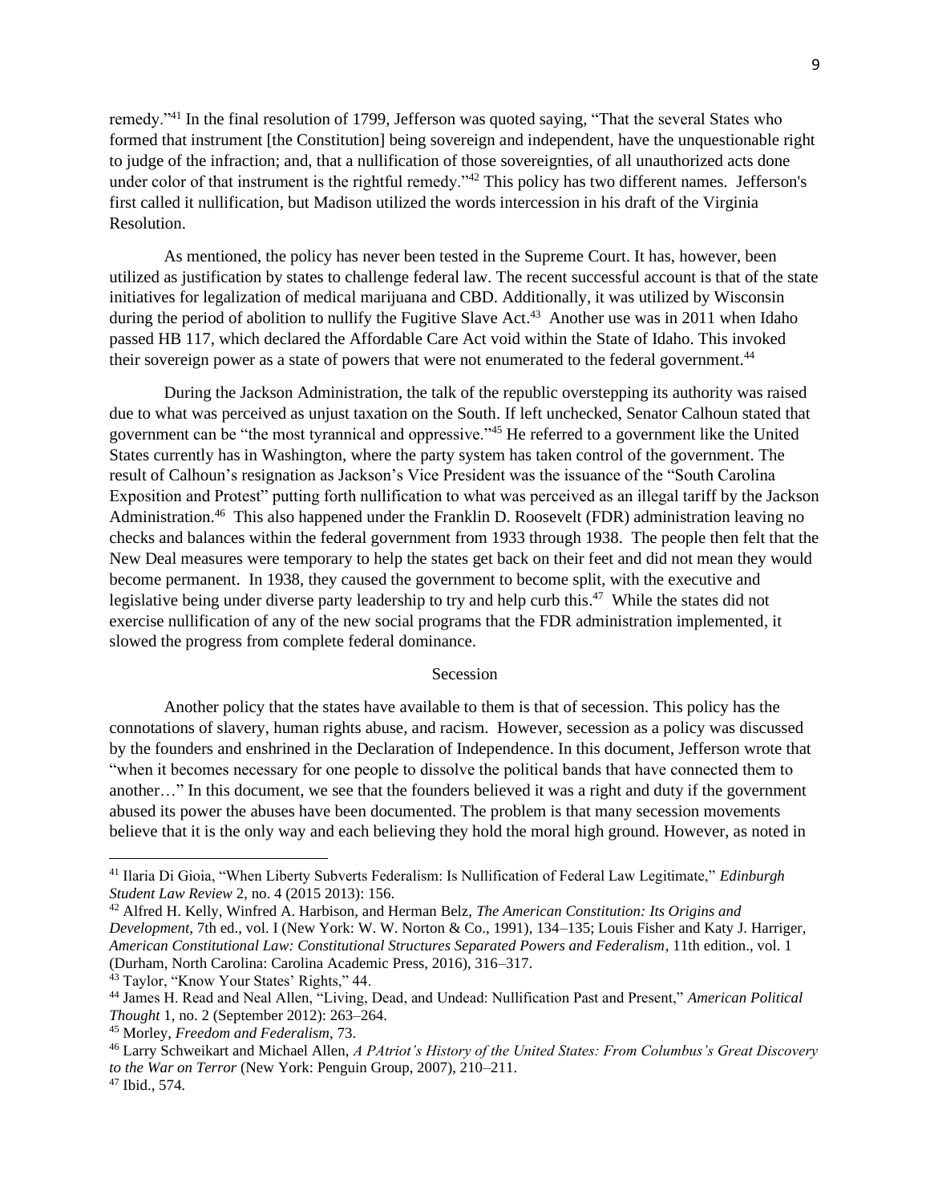remedy."[41] In the final resolution of 1799, Jefferson was quoted saying, "That the several States who formed that instrument [the Constitution] being sovereign and independent, have the unquestionable right to judge of the infraction; and, that a nullification of those sovereignties, of all unauthorized acts done under color of that instrument is the rightful remedy."[42] This policy has two different names. Jefferson's first called it nullification, but Madison utilized the words intercession in his draft of the Virginia Resolution.

As mentioned, the policy has never been tested in the Supreme Court. It has, however, been utilized as justification by states to challenge federal law. The recent successful account is that of the state initiatives for legalization of medical marijuana and CBD. Additionally, it was utilized by Wisconsin during the period of abolition to nullify the Fugitive Slave Act.[43] Another use was in 2011 when Idaho passed HB 117, which declared the Affordable Care Act void within the State of Idaho. This invoked their sovereign power as a state of powers that were not enumerated to the federal government.[44]

During the Jackson Administration, the talk of the republic overstepping its authority was raised due to what was perceived as unjust taxation on the South. If left unchecked, Senator Calhoun stated that government can be "the most tyrannical and oppressive."[45] He referred to a government like the United States currently has in Washington, where the party system has taken control of the government. The result of Calhoun's resignation as Jackson's Vice President was the issuance of the "South Carolina Exposition and Protest" putting forth nullification to what was perceived as an illegal tariff by the Jackson Administration.[46] This also happened under the Franklin D. Roosevelt (FDR) administration leaving no checks and balances within the federal government from 1933 through 1938. The people then felt that the New Deal measures were temporary to help the states get back on their feet and did not mean they would become permanent. In 1938, they caused the government to become split, with the executive and legislative being under diverse party leadership to try and help curb this.[47] While the states did not exercise nullification of any of the new social programs that the FDR administration implemented, it slowed the progress from complete federal dominance.

## Secession

Another policy that the states have available to them is that of secession. This policy has the connotations of slavery, human rights abuse, and racism. However, secession as a policy was discussed by the founders and enshrined in the Declaration of Independence. In this document, Jefferson wrote that "when it becomes necessary for one people to dissolve the political bands that have connected them to another…" In this document, we see that the founders believed it was a right and duty if the government abused its power the abuses have been documented. The problem is that many secession movements believe that it is the only way and each believing they hold the moral high ground. However, as noted in

---

[41] Ilaria Di Gioia, "When Liberty Subverts Federalism: Is Nullification of Federal Law Legitimate," *Edinburgh Student Law Review* 2, no. 4 (2015 2013): 156.

[42] Alfred H. Kelly, Winfred A. Harbison, and Herman Belz, *The American Constitution: Its Origins and Development*, 7th ed., vol. I (New York: W. W. Norton & Co., 1991), 134–135; Louis Fisher and Katy J. Harriger, *American Constitutional Law: Constitutional Structures Separated Powers and Federalism*, 11th edition., vol. 1 (Durham, North Carolina: Carolina Academic Press, 2016), 316–317.

[43] Taylor, "Know Your States' Rights," 44.

[44] James H. Read and Neal Allen, "Living, Dead, and Undead: Nullification Past and Present," *American Political Thought* 1, no. 2 (September 2012): 263–264.

[45] Morley, *Freedom and Federalism*, 73.

[46] Larry Schweikart and Michael Allen, *A PAtriot's History of the United States: From Columbus's Great Discovery to the War on Terror* (New York: Penguin Group, 2007), 210–211.

[47] Ibid., 574.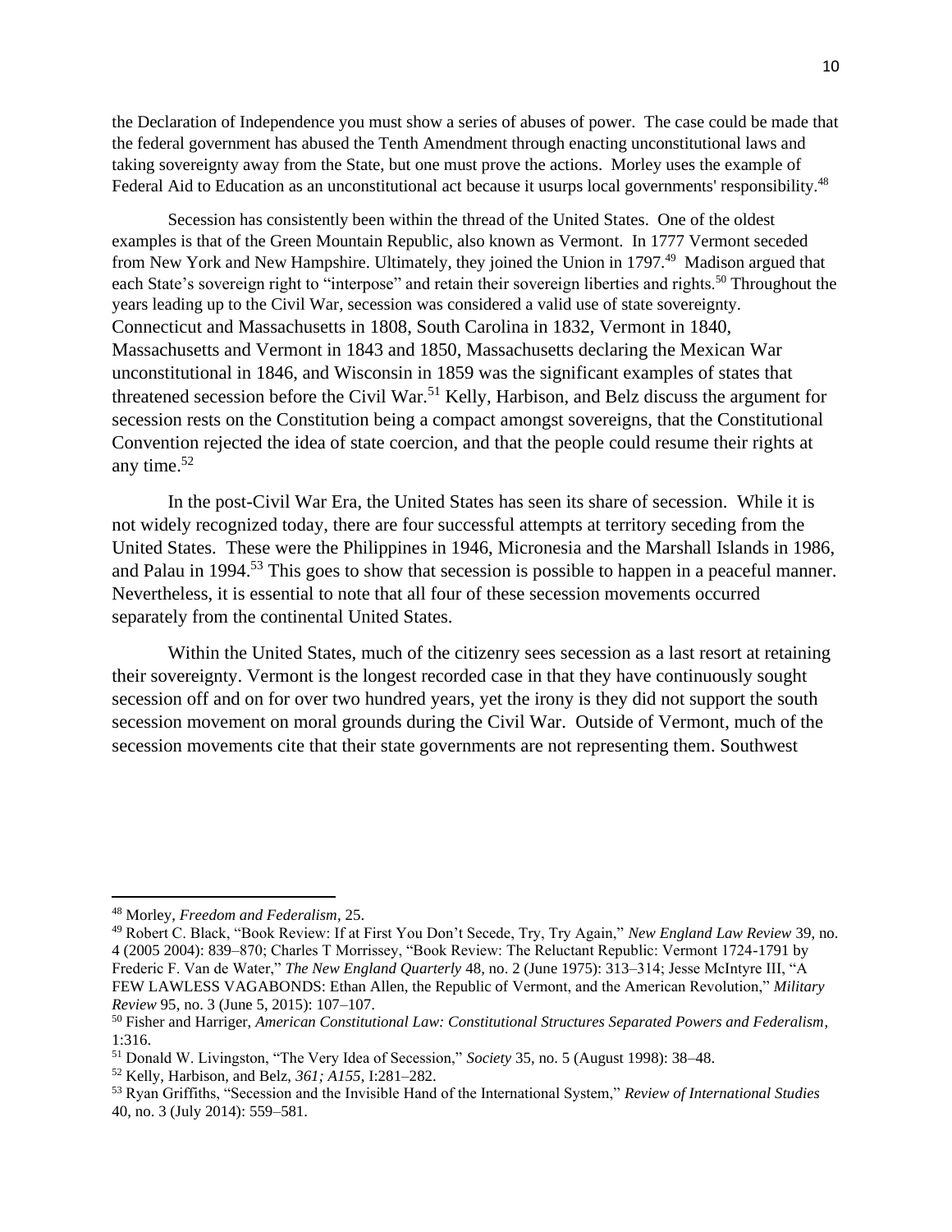the Declaration of Independence you must show a series of abuses of power. The case could be made that the federal government has abused the Tenth Amendment through enacting unconstitutional laws and taking sovereignty away from the State, but one must prove the actions. Morley uses the example of Federal Aid to Education as an unconstitutional act because it usurps local governments' responsibility.[48]

Secession has consistently been within the thread of the United States. One of the oldest examples is that of the Green Mountain Republic, also known as Vermont. In 1777 Vermont seceded from New York and New Hampshire. Ultimately, they joined the Union in 1797.[49] Madison argued that each State's sovereign right to "interpose" and retain their sovereign liberties and rights.[50] Throughout the years leading up to the Civil War, secession was considered a valid use of state sovereignty. Connecticut and Massachusetts in 1808, South Carolina in 1832, Vermont in 1840, Massachusetts and Vermont in 1843 and 1850, Massachusetts declaring the Mexican War unconstitutional in 1846, and Wisconsin in 1859 was the significant examples of states that threatened secession before the Civil War.[51] Kelly, Harbison, and Belz discuss the argument for secession rests on the Constitution being a compact amongst sovereigns, that the Constitutional Convention rejected the idea of state coercion, and that the people could resume their rights at any time.[52]

In the post-Civil War Era, the United States has seen its share of secession. While it is not widely recognized today, there are four successful attempts at territory seceding from the United States. These were the Philippines in 1946, Micronesia and the Marshall Islands in 1986, and Palau in 1994.[53] This goes to show that secession is possible to happen in a peaceful manner. Nevertheless, it is essential to note that all four of these secession movements occurred separately from the continental United States.

Within the United States, much of the citizenry sees secession as a last resort at retaining their sovereignty. Vermont is the longest recorded case in that they have continuously sought secession off and on for over two hundred years, yet the irony is they did not support the south secession movement on moral grounds during the Civil War. Outside of Vermont, much of the secession movements cite that their state governments are not representing them. Southwest

---

[48] Morley, *Freedom and Federalism*, 25.

[49] Robert C. Black, "Book Review: If at First You Don't Secede, Try, Try Again," *New England Law Review* 39, no. 4 (2005 2004): 839–870; Charles T Morrissey, "Book Review: The Reluctant Republic: Vermont 1724-1791 by Frederic F. Van de Water," *The New England Quarterly* 48, no. 2 (June 1975): 313–314; Jesse McIntyre III, "A FEW LAWLESS VAGABONDS: Ethan Allen, the Republic of Vermont, and the American Revolution," *Military Review* 95, no. 3 (June 5, 2015): 107–107.

[50] Fisher and Harriger, *American Constitutional Law: Constitutional Structures Separated Powers and Federalism*, 1:316.

[51] Donald W. Livingston, "The Very Idea of Secession," *Society* 35, no. 5 (August 1998): 38–48.

[52] Kelly, Harbison, and Belz, *361; A155*, I:281–282.

[53] Ryan Griffiths, "Secession and the Invisible Hand of the International System," *Review of International Studies* 40, no. 3 (July 2014): 559–581.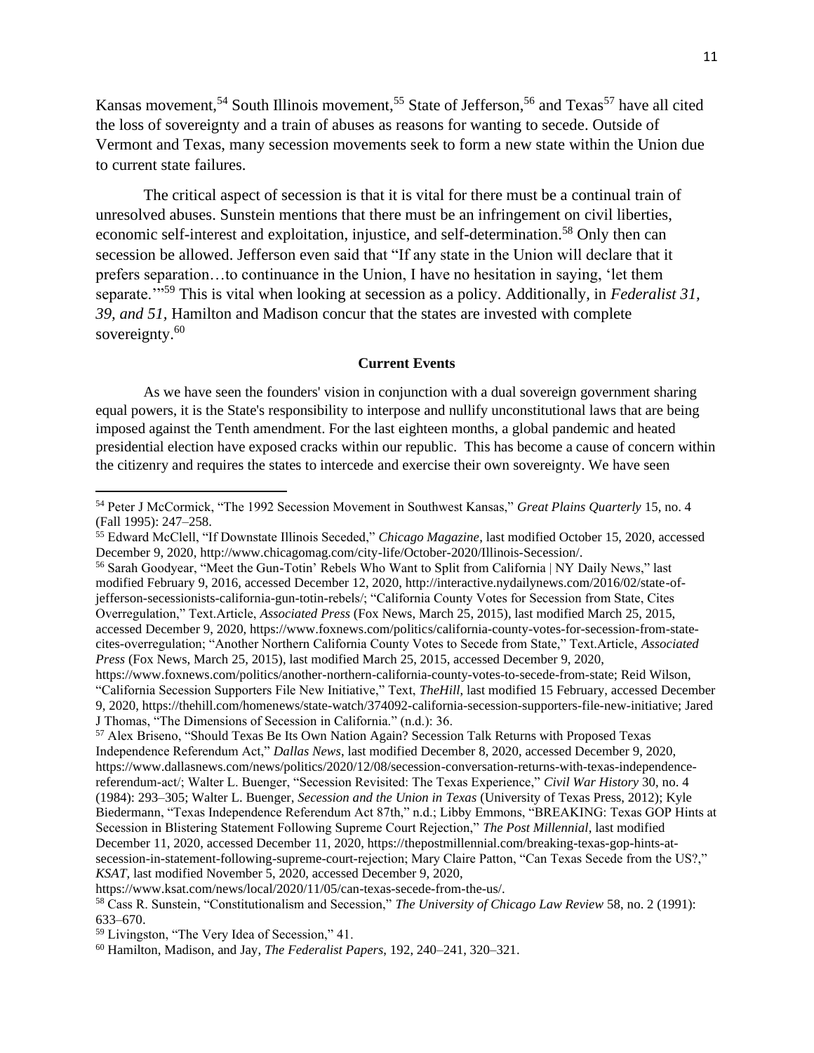Kansas movement,[54] South Illinois movement,[55] State of Jefferson,[56] and Texas[57] have all cited the loss of sovereignty and a train of abuses as reasons for wanting to secede. Outside of Vermont and Texas, many secession movements seek to form a new state within the Union due to current state failures.

The critical aspect of secession is that it is vital for there must be a continual train of unresolved abuses. Sunstein mentions that there must be an infringement on civil liberties, economic self-interest and exploitation, injustice, and self-determination.[58] Only then can secession be allowed. Jefferson even said that "If any state in the Union will declare that it prefers separation…to continuance in the Union, I have no hesitation in saying, 'let them separate.'"[59] This is vital when looking at secession as a policy. Additionally, in *Federalist 31, 39, and 51,* Hamilton and Madison concur that the states are invested with complete sovereignty.[60]

### Current Events

As we have seen the founders' vision in conjunction with a dual sovereign government sharing equal powers, it is the State's responsibility to interpose and nullify unconstitutional laws that are being imposed against the Tenth amendment. For the last eighteen months, a global pandemic and heated presidential election have exposed cracks within our republic. This has become a cause of concern within the citizenry and requires the states to intercede and exercise their own sovereignty. We have seen

---

[54] Peter J McCormick, "The 1992 Secession Movement in Southwest Kansas," *Great Plains Quarterly* 15, no. 4 (Fall 1995): 247–258.

[55] Edward McClell, "If Downstate Illinois Seceded," *Chicago Magazine*, last modified October 15, 2020, accessed December 9, 2020, http://www.chicagomag.com/city-life/October-2020/Illinois-Secession/.

[56] Sarah Goodyear, "Meet the Gun-Totin' Rebels Who Want to Split from California | NY Daily News," last modified February 9, 2016, accessed December 12, 2020, http://interactive.nydailynews.com/2016/02/state-of-jefferson-secessionists-california-gun-totin-rebels/; "California County Votes for Secession from State, Cites Overregulation," Text.Article, *Associated Press* (Fox News, March 25, 2015), last modified March 25, 2015, accessed December 9, 2020, https://www.foxnews.com/politics/california-county-votes-for-secession-from-state-cites-overregulation; "Another Northern California County Votes to Secede from State," Text.Article, *Associated Press* (Fox News, March 25, 2015), last modified March 25, 2015, accessed December 9, 2020, https://www.foxnews.com/politics/another-northern-california-county-votes-to-secede-from-state; Reid Wilson, "California Secession Supporters File New Initiative," Text, *TheHill*, last modified 15 February, accessed December 9, 2020, https://thehill.com/homenews/state-watch/374092-california-secession-supporters-file-new-initiative; Jared J Thomas, "The Dimensions of Secession in California." (n.d.): 36.

[57] Alex Briseno, "Should Texas Be Its Own Nation Again? Secession Talk Returns with Proposed Texas Independence Referendum Act," *Dallas News*, last modified December 8, 2020, accessed December 9, 2020, https://www.dallasnews.com/news/politics/2020/12/08/secession-conversation-returns-with-texas-independence-referendum-act/; Walter L. Buenger, "Secession Revisited: The Texas Experience," *Civil War History* 30, no. 4 (1984): 293–305; Walter L. Buenger, *Secession and the Union in Texas* (University of Texas Press, 2012); Kyle Biedermann, "Texas Independence Referendum Act 87th," n.d.; Libby Emmons, "BREAKING: Texas GOP Hints at Secession in Blistering Statement Following Supreme Court Rejection," *The Post Millennial*, last modified December 11, 2020, accessed December 11, 2020, https://thepostmillennial.com/breaking-texas-gop-hints-at-secession-in-statement-following-supreme-court-rejection; Mary Claire Patton, "Can Texas Secede from the US?," *KSAT*, last modified November 5, 2020, accessed December 9, 2020, https://www.ksat.com/news/local/2020/11/05/can-texas-secede-from-the-us/.

[58] Cass R. Sunstein, "Constitutionalism and Secession," *The University of Chicago Law Review* 58, no. 2 (1991): 633–670.

[59] Livingston, "The Very Idea of Secession," 41.

[60] Hamilton, Madison, and Jay, *The Federalist Papers*, 192, 240–241, 320–321.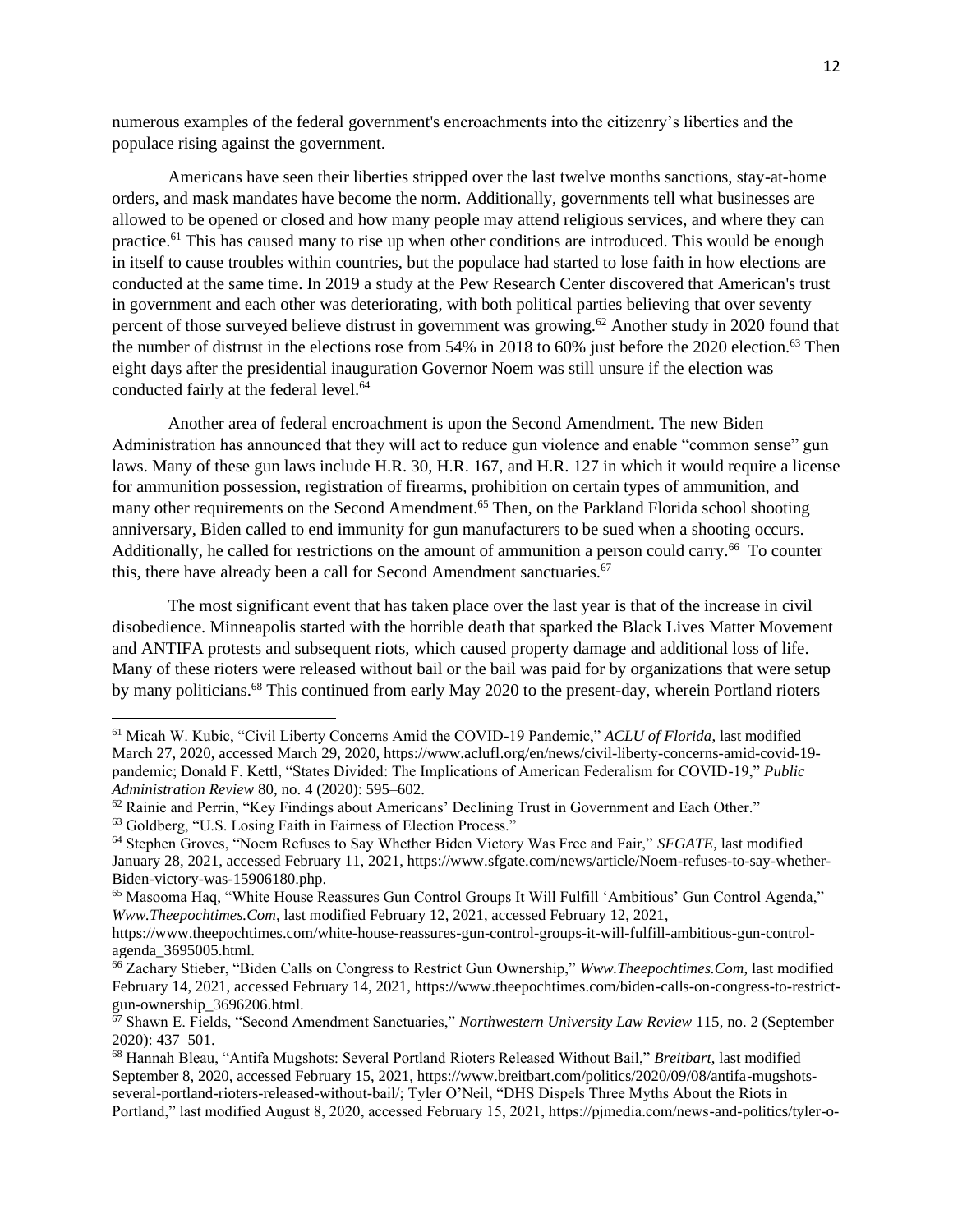numerous examples of the federal government's encroachments into the citizenry's liberties and the populace rising against the government.

Americans have seen their liberties stripped over the last twelve months sanctions, stay-at-home orders, and mask mandates have become the norm. Additionally, governments tell what businesses are allowed to be opened or closed and how many people may attend religious services, and where they can practice.[61] This has caused many to rise up when other conditions are introduced. This would be enough in itself to cause troubles within countries, but the populace had started to lose faith in how elections are conducted at the same time. In 2019 a study at the Pew Research Center discovered that American's trust in government and each other was deteriorating, with both political parties believing that over seventy percent of those surveyed believe distrust in government was growing.[62] Another study in 2020 found that the number of distrust in the elections rose from 54% in 2018 to 60% just before the 2020 election.[63] Then eight days after the presidential inauguration Governor Noem was still unsure if the election was conducted fairly at the federal level.[64]

Another area of federal encroachment is upon the Second Amendment. The new Biden Administration has announced that they will act to reduce gun violence and enable "common sense" gun laws. Many of these gun laws include H.R. 30, H.R. 167, and H.R. 127 in which it would require a license for ammunition possession, registration of firearms, prohibition on certain types of ammunition, and many other requirements on the Second Amendment.[65] Then, on the Parkland Florida school shooting anniversary, Biden called to end immunity for gun manufacturers to be sued when a shooting occurs. Additionally, he called for restrictions on the amount of ammunition a person could carry.[66] To counter this, there have already been a call for Second Amendment sanctuaries.[67]

The most significant event that has taken place over the last year is that of the increase in civil disobedience. Minneapolis started with the horrible death that sparked the Black Lives Matter Movement and ANTIFA protests and subsequent riots, which caused property damage and additional loss of life. Many of these rioters were released without bail or the bail was paid for by organizations that were setup by many politicians.[68] This continued from early May 2020 to the present-day, wherein Portland rioters

---

[61] Micah W. Kubic, "Civil Liberty Concerns Amid the COVID-19 Pandemic," *ACLU of Florida*, last modified March 27, 2020, accessed March 29, 2020, https://www.aclufl.org/en/news/civil-liberty-concerns-amid-covid-19-pandemic; Donald F. Kettl, "States Divided: The Implications of American Federalism for COVID-19," *Public Administration Review* 80, no. 4 (2020): 595–602.

[62] Rainie and Perrin, "Key Findings about Americans' Declining Trust in Government and Each Other."

[63] Goldberg, "U.S. Losing Faith in Fairness of Election Process."

[64] Stephen Groves, "Noem Refuses to Say Whether Biden Victory Was Free and Fair," *SFGATE*, last modified January 28, 2021, accessed February 11, 2021, https://www.sfgate.com/news/article/Noem-refuses-to-say-whether-Biden-victory-was-15906180.php.

[65] Masooma Haq, "White House Reassures Gun Control Groups It Will Fulfill 'Ambitious' Gun Control Agenda," *Www.Theepochtimes.Com*, last modified February 12, 2021, accessed February 12, 2021, https://www.theepochtimes.com/white-house-reassures-gun-control-groups-it-will-fulfill-ambitious-gun-control-agenda_3695005.html.

[66] Zachary Stieber, "Biden Calls on Congress to Restrict Gun Ownership," *Www.Theepochtimes.Com*, last modified February 14, 2021, accessed February 14, 2021, https://www.theepochtimes.com/biden-calls-on-congress-to-restrict-gun-ownership_3696206.html.

[67] Shawn E. Fields, "Second Amendment Sanctuaries," *Northwestern University Law Review* 115, no. 2 (September 2020): 437–501.

[68] Hannah Bleau, "Antifa Mugshots: Several Portland Rioters Released Without Bail," *Breitbart*, last modified September 8, 2020, accessed February 15, 2021, https://www.breitbart.com/politics/2020/09/08/antifa-mugshots-several-portland-rioters-released-without-bail/; Tyler O'Neil, "DHS Dispels Three Myths About the Riots in Portland," last modified August 8, 2020, accessed February 15, 2021, https://pjmedia.com/news-and-politics/tyler-o-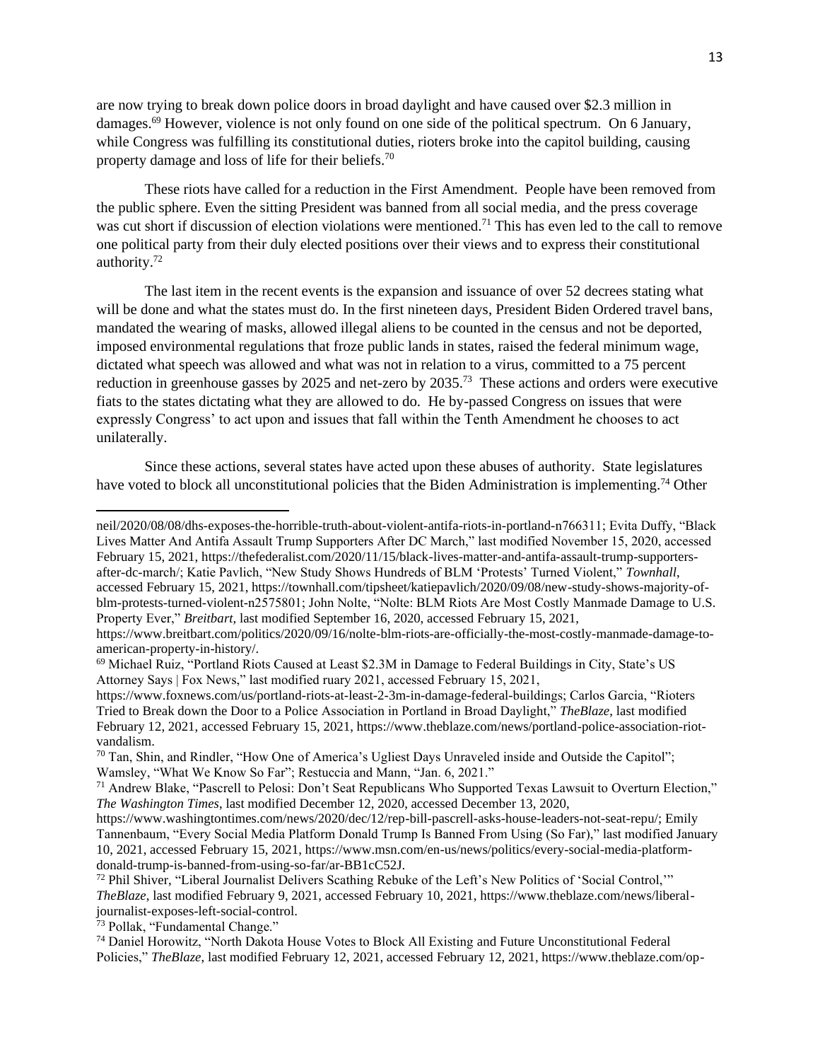are now trying to break down police doors in broad daylight and have caused over $2.3 million in damages.[69] However, violence is not only found on one side of the political spectrum. On 6 January, while Congress was fulfilling its constitutional duties, rioters broke into the capitol building, causing property damage and loss of life for their beliefs.[70]

These riots have called for a reduction in the First Amendment. People have been removed from the public sphere. Even the sitting President was banned from all social media, and the press coverage was cut short if discussion of election violations were mentioned.[71] This has even led to the call to remove one political party from their duly elected positions over their views and to express their constitutional authority.[72]

The last item in the recent events is the expansion and issuance of over 52 decrees stating what will be done and what the states must do. In the first nineteen days, President Biden Ordered travel bans, mandated the wearing of masks, allowed illegal aliens to be counted in the census and not be deported, imposed environmental regulations that froze public lands in states, raised the federal minimum wage, dictated what speech was allowed and what was not in relation to a virus, committed to a 75 percent reduction in greenhouse gasses by 2025 and net-zero by 2035.[73] These actions and orders were executive fiats to the states dictating what they are allowed to do. He by-passed Congress on issues that were expressly Congress' to act upon and issues that fall within the Tenth Amendment he chooses to act unilaterally.

Since these actions, several states have acted upon these abuses of authority. State legislatures have voted to block all unconstitutional policies that the Biden Administration is implementing.[74] Other

---

neil/2020/08/08/dhs-exposes-the-horrible-truth-about-violent-antifa-riots-in-portland-n766311; Evita Duffy, "Black Lives Matter And Antifa Assault Trump Supporters After DC March," last modified November 15, 2020, accessed February 15, 2021, https://thefederalist.com/2020/11/15/black-lives-matter-and-antifa-assault-trump-supporters-after-dc-march/; Katie Pavlich, "New Study Shows Hundreds of BLM 'Protests' Turned Violent," *Townhall*, accessed February 15, 2021, https://townhall.com/tipsheet/katiepavlich/2020/09/08/new-study-shows-majority-of-blm-protests-turned-violent-n2575801; John Nolte, "Nolte: BLM Riots Are Most Costly Manmade Damage to U.S. Property Ever," *Breitbart*, last modified September 16, 2020, accessed February 15, 2021, https://www.breitbart.com/politics/2020/09/16/nolte-blm-riots-are-officially-the-most-costly-manmade-damage-to-american-property-in-history/.

[69] Michael Ruiz, "Portland Riots Caused at Least $2.3M in Damage to Federal Buildings in City, State's US Attorney Says | Fox News," last modified ruary 2021, accessed February 15, 2021, https://www.foxnews.com/us/portland-riots-at-least-2-3m-in-damage-federal-buildings; Carlos Garcia, "Rioters Tried to Break down the Door to a Police Association in Portland in Broad Daylight," *TheBlaze*, last modified February 12, 2021, accessed February 15, 2021, https://www.theblaze.com/news/portland-police-association-riot-vandalism.

[70] Tan, Shin, and Rindler, "How One of America's Ugliest Days Unraveled inside and Outside the Capitol"; Wamsley, "What We Know So Far"; Restuccia and Mann, "Jan. 6, 2021."

[71] Andrew Blake, "Pascrell to Pelosi: Don't Seat Republicans Who Supported Texas Lawsuit to Overturn Election," *The Washington Times*, last modified December 12, 2020, accessed December 13, 2020, https://www.washingtontimes.com/news/2020/dec/12/rep-bill-pascrell-asks-house-leaders-not-seat-repu/; Emily Tannenbaum, "Every Social Media Platform Donald Trump Is Banned From Using (So Far)," last modified January 10, 2021, accessed February 15, 2021, https://www.msn.com/en-us/news/politics/every-social-media-platform-donald-trump-is-banned-from-using-so-far/ar-BB1cC52J.

[72] Phil Shiver, "Liberal Journalist Delivers Scathing Rebuke of the Left's New Politics of 'Social Control,'" *TheBlaze*, last modified February 9, 2021, accessed February 10, 2021, https://www.theblaze.com/news/liberal-journalist-exposes-left-social-control.

[73] Pollak, "Fundamental Change."

[74] Daniel Horowitz, "North Dakota House Votes to Block All Existing and Future Unconstitutional Federal Policies," *TheBlaze*, last modified February 12, 2021, accessed February 12, 2021, https://www.theblaze.com/op-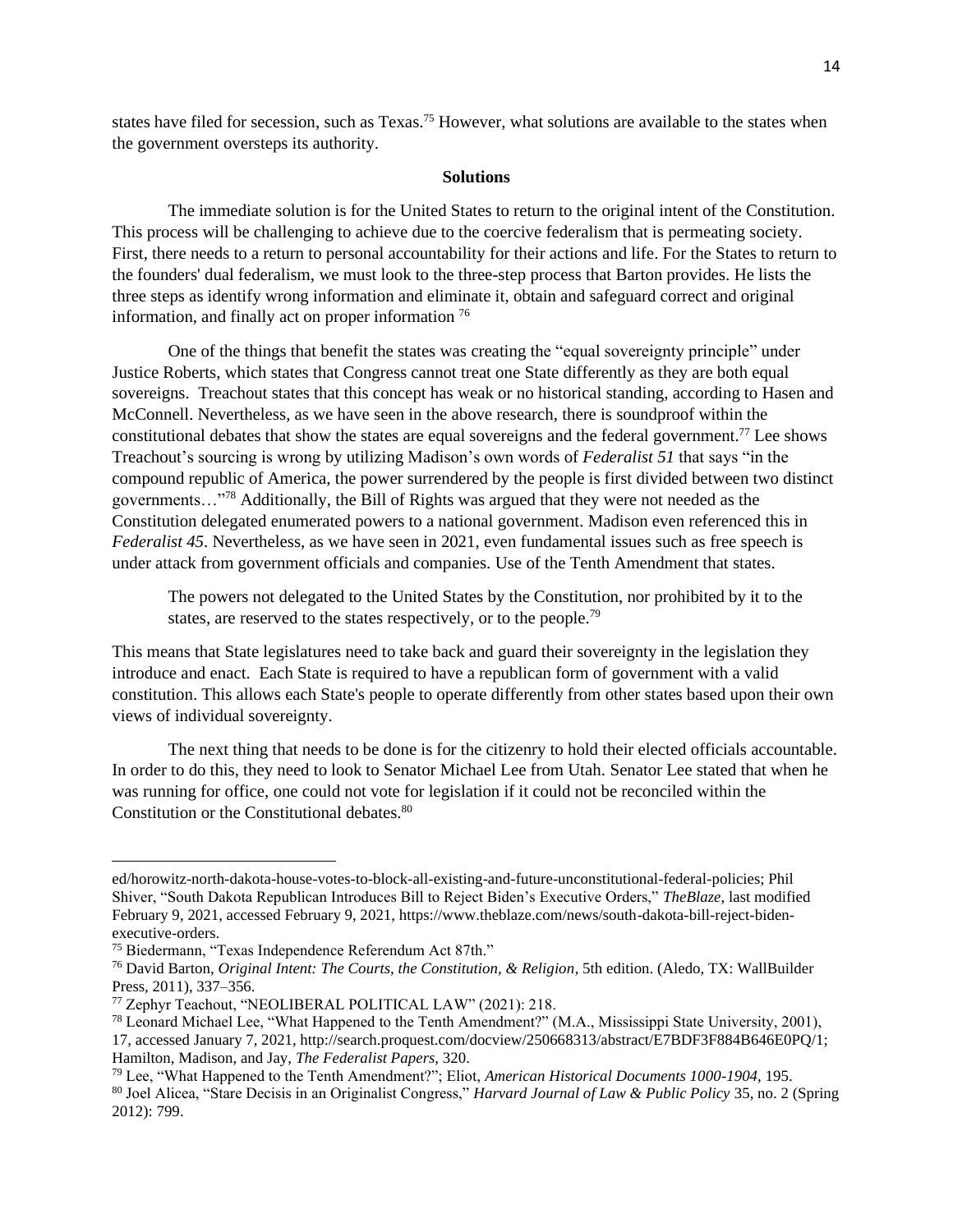states have filed for secession, such as Texas.[75] However, what solutions are available to the states when the government oversteps its authority.

## Solutions

The immediate solution is for the United States to return to the original intent of the Constitution. This process will be challenging to achieve due to the coercive federalism that is permeating society. First, there needs to a return to personal accountability for their actions and life. For the States to return to the founders' dual federalism, we must look to the three-step process that Barton provides. He lists the three steps as identify wrong information and eliminate it, obtain and safeguard correct and original information, and finally act on proper information [76]

One of the things that benefit the states was creating the "equal sovereignty principle" under Justice Roberts, which states that Congress cannot treat one State differently as they are both equal sovereigns. Treachout states that this concept has weak or no historical standing, according to Hasen and McConnell. Nevertheless, as we have seen in the above research, there is soundproof within the constitutional debates that show the states are equal sovereigns and the federal government.[77] Lee shows Treachout's sourcing is wrong by utilizing Madison's own words of *Federalist 51* that says "in the compound republic of America, the power surrendered by the people is first divided between two distinct governments…"[78] Additionally, the Bill of Rights was argued that they were not needed as the Constitution delegated enumerated powers to a national government. Madison even referenced this in *Federalist 45*. Nevertheless, as we have seen in 2021, even fundamental issues such as free speech is under attack from government officials and companies. Use of the Tenth Amendment that states.

> The powers not delegated to the United States by the Constitution, nor prohibited by it to the states, are reserved to the states respectively, or to the people.[79]

This means that State legislatures need to take back and guard their sovereignty in the legislation they introduce and enact. Each State is required to have a republican form of government with a valid constitution. This allows each State's people to operate differently from other states based upon their own views of individual sovereignty.

The next thing that needs to be done is for the citizenry to hold their elected officials accountable. In order to do this, they need to look to Senator Michael Lee from Utah. Senator Lee stated that when he was running for office, one could not vote for legislation if it could not be reconciled within the Constitution or the Constitutional debates.[80]

---

ed/horowitz-north-dakota-house-votes-to-block-all-existing-and-future-unconstitutional-federal-policies; Phil Shiver, "South Dakota Republican Introduces Bill to Reject Biden's Executive Orders," *TheBlaze*, last modified February 9, 2021, accessed February 9, 2021, https://www.theblaze.com/news/south-dakota-bill-reject-biden-executive-orders.

[75] Biedermann, "Texas Independence Referendum Act 87th."

[76] David Barton, *Original Intent: The Courts, the Constitution, & Religion*, 5th edition. (Aledo, TX: WallBuilder Press, 2011), 337–356.

[77] Zephyr Teachout, "NEOLIBERAL POLITICAL LAW" (2021): 218.

[78] Leonard Michael Lee, "What Happened to the Tenth Amendment?" (M.A., Mississippi State University, 2001), 17, accessed January 7, 2021, http://search.proquest.com/docview/250668313/abstract/E7BDF3F884B646E0PQ/1; Hamilton, Madison, and Jay, *The Federalist Papers*, 320.

[79] Lee, "What Happened to the Tenth Amendment?"; Eliot, *American Historical Documents 1000-1904*, 195.

[80] Joel Alicea, "Stare Decisis in an Originalist Congress," *Harvard Journal of Law & Public Policy* 35, no. 2 (Spring 2012): 799.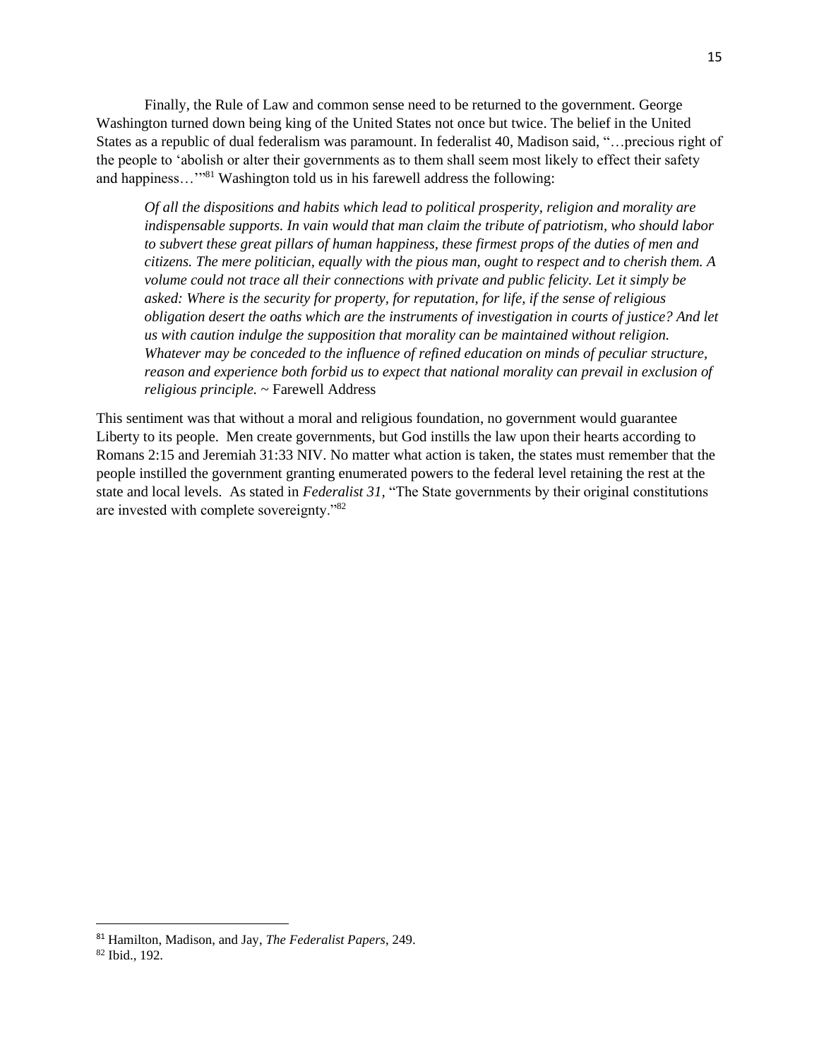Finally, the Rule of Law and common sense need to be returned to the government. George Washington turned down being king of the United States not once but twice. The belief in the United States as a republic of dual federalism was paramount. In federalist 40, Madison said, "…precious right of the people to 'abolish or alter their governments as to them shall seem most likely to effect their safety and happiness…'"[81] Washington told us in his farewell address the following:

> *Of all the dispositions and habits which lead to political prosperity, religion and morality are indispensable supports. In vain would that man claim the tribute of patriotism, who should labor to subvert these great pillars of human happiness, these firmest props of the duties of men and citizens. The mere politician, equally with the pious man, ought to respect and to cherish them. A volume could not trace all their connections with private and public felicity. Let it simply be asked: Where is the security for property, for reputation, for life, if the sense of religious obligation desert the oaths which are the instruments of investigation in courts of justice? And let us with caution indulge the supposition that morality can be maintained without religion. Whatever may be conceded to the influence of refined education on minds of peculiar structure, reason and experience both forbid us to expect that national morality can prevail in exclusion of religious principle.* ~ Farewell Address

This sentiment was that without a moral and religious foundation, no government would guarantee Liberty to its people. Men create governments, but God instills the law upon their hearts according to Romans 2:15 and Jeremiah 31:33 NIV. No matter what action is taken, the states must remember that the people instilled the government granting enumerated powers to the federal level retaining the rest at the state and local levels. As stated in *Federalist 31,* "The State governments by their original constitutions are invested with complete sovereignty."[82]

---

[81] Hamilton, Madison, and Jay, *The Federalist Papers*, 249.

[82] Ibid., 192.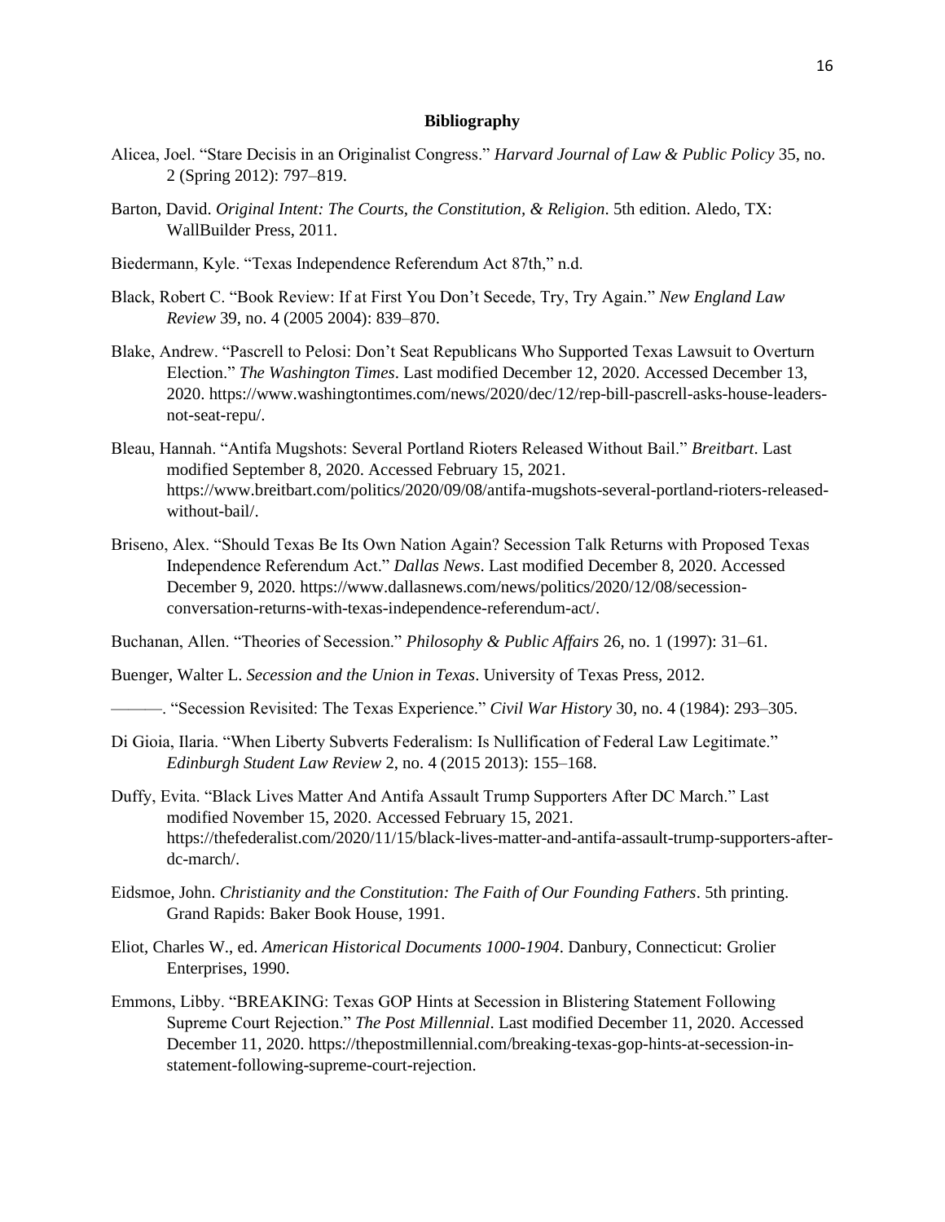**Bibliography**

Alicea, Joel. "Stare Decisis in an Originalist Congress." *Harvard Journal of Law & Public Policy* 35, no. 2 (Spring 2012): 797–819.

Barton, David. *Original Intent: The Courts, the Constitution, & Religion*. 5th edition. Aledo, TX: WallBuilder Press, 2011.

Biedermann, Kyle. "Texas Independence Referendum Act 87th," n.d.

Black, Robert C. "Book Review: If at First You Don't Secede, Try, Try Again." *New England Law Review* 39, no. 4 (2005 2004): 839–870.

Blake, Andrew. "Pascrell to Pelosi: Don't Seat Republicans Who Supported Texas Lawsuit to Overturn Election." *The Washington Times*. Last modified December 12, 2020. Accessed December 13, 2020. https://www.washingtontimes.com/news/2020/dec/12/rep-bill-pascrell-asks-house-leaders-not-seat-repu/.

Bleau, Hannah. "Antifa Mugshots: Several Portland Rioters Released Without Bail." *Breitbart*. Last modified September 8, 2020. Accessed February 15, 2021. https://www.breitbart.com/politics/2020/09/08/antifa-mugshots-several-portland-rioters-released-without-bail/.

Briseno, Alex. "Should Texas Be Its Own Nation Again? Secession Talk Returns with Proposed Texas Independence Referendum Act." *Dallas News*. Last modified December 8, 2020. Accessed December 9, 2020. https://www.dallasnews.com/news/politics/2020/12/08/secession-conversation-returns-with-texas-independence-referendum-act/.

Buchanan, Allen. "Theories of Secession." *Philosophy & Public Affairs* 26, no. 1 (1997): 31–61.

Buenger, Walter L. *Secession and the Union in Texas*. University of Texas Press, 2012.

———. "Secession Revisited: The Texas Experience." *Civil War History* 30, no. 4 (1984): 293–305.

Di Gioia, Ilaria. "When Liberty Subverts Federalism: Is Nullification of Federal Law Legitimate." *Edinburgh Student Law Review* 2, no. 4 (2015 2013): 155–168.

Duffy, Evita. "Black Lives Matter And Antifa Assault Trump Supporters After DC March." Last modified November 15, 2020. Accessed February 15, 2021. https://thefederalist.com/2020/11/15/black-lives-matter-and-antifa-assault-trump-supporters-after-dc-march/.

Eidsmoe, John. *Christianity and the Constitution: The Faith of Our Founding Fathers*. 5th printing. Grand Rapids: Baker Book House, 1991.

Eliot, Charles W., ed. *American Historical Documents 1000-1904*. Danbury, Connecticut: Grolier Enterprises, 1990.

Emmons, Libby. "BREAKING: Texas GOP Hints at Secession in Blistering Statement Following Supreme Court Rejection." *The Post Millennial*. Last modified December 11, 2020. Accessed December 11, 2020. https://thepostmillennial.com/breaking-texas-gop-hints-at-secession-in-statement-following-supreme-court-rejection.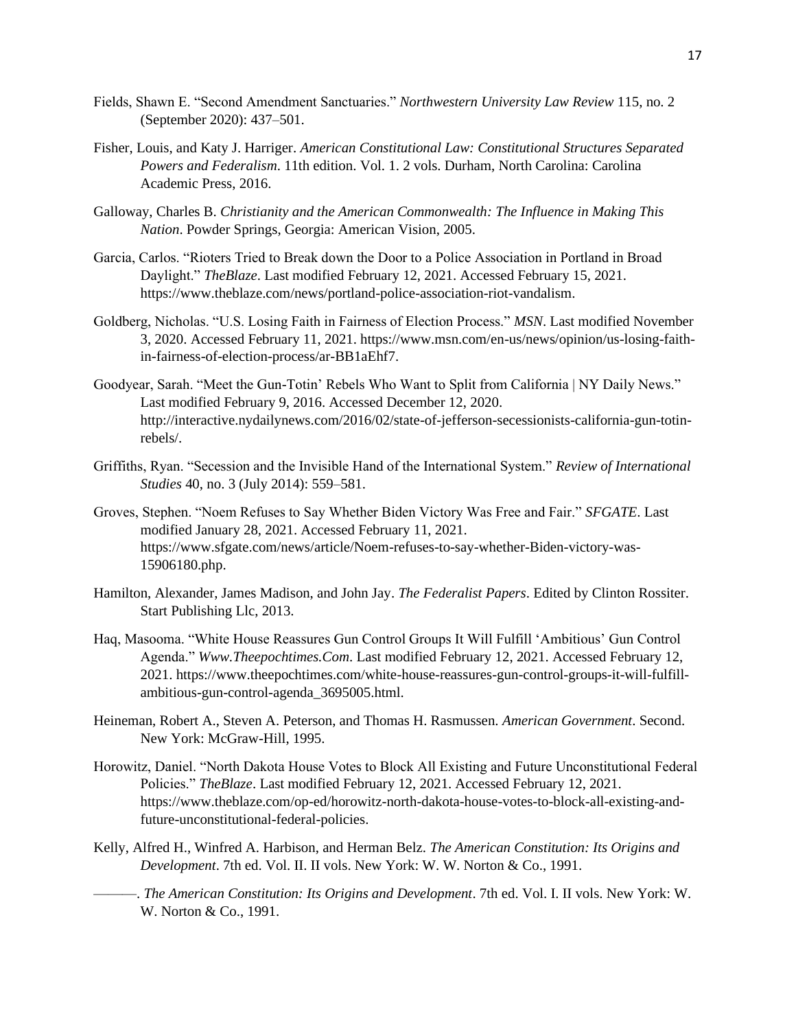Fields, Shawn E. "Second Amendment Sanctuaries." *Northwestern University Law Review* 115, no. 2 (September 2020): 437–501.

Fisher, Louis, and Katy J. Harriger. *American Constitutional Law: Constitutional Structures Separated Powers and Federalism*. 11th edition. Vol. 1. 2 vols. Durham, North Carolina: Carolina Academic Press, 2016.

Galloway, Charles B. *Christianity and the American Commonwealth: The Influence in Making This Nation*. Powder Springs, Georgia: American Vision, 2005.

Garcia, Carlos. "Rioters Tried to Break down the Door to a Police Association in Portland in Broad Daylight." *TheBlaze*. Last modified February 12, 2021. Accessed February 15, 2021. https://www.theblaze.com/news/portland-police-association-riot-vandalism.

Goldberg, Nicholas. "U.S. Losing Faith in Fairness of Election Process." *MSN*. Last modified November 3, 2020. Accessed February 11, 2021. https://www.msn.com/en-us/news/opinion/us-losing-faith-in-fairness-of-election-process/ar-BB1aEhf7.

Goodyear, Sarah. "Meet the Gun-Totin' Rebels Who Want to Split from California | NY Daily News." Last modified February 9, 2016. Accessed December 12, 2020. http://interactive.nydailynews.com/2016/02/state-of-jefferson-secessionists-california-gun-totin-rebels/.

Griffiths, Ryan. "Secession and the Invisible Hand of the International System." *Review of International Studies* 40, no. 3 (July 2014): 559–581.

Groves, Stephen. "Noem Refuses to Say Whether Biden Victory Was Free and Fair." *SFGATE*. Last modified January 28, 2021. Accessed February 11, 2021. https://www.sfgate.com/news/article/Noem-refuses-to-say-whether-Biden-victory-was-15906180.php.

Hamilton, Alexander, James Madison, and John Jay. *The Federalist Papers*. Edited by Clinton Rossiter. Start Publishing Llc, 2013.

Haq, Masooma. "White House Reassures Gun Control Groups It Will Fulfill 'Ambitious' Gun Control Agenda." *Www.Theepochtimes.Com*. Last modified February 12, 2021. Accessed February 12, 2021. https://www.theepochtimes.com/white-house-reassures-gun-control-groups-it-will-fulfill-ambitious-gun-control-agenda_3695005.html.

Heineman, Robert A., Steven A. Peterson, and Thomas H. Rasmussen. *American Government*. Second. New York: McGraw-Hill, 1995.

Horowitz, Daniel. "North Dakota House Votes to Block All Existing and Future Unconstitutional Federal Policies." *TheBlaze*. Last modified February 12, 2021. Accessed February 12, 2021. https://www.theblaze.com/op-ed/horowitz-north-dakota-house-votes-to-block-all-existing-and-future-unconstitutional-federal-policies.

Kelly, Alfred H., Winfred A. Harbison, and Herman Belz. *The American Constitution: Its Origins and Development*. 7th ed. Vol. II. II vols. New York: W. W. Norton & Co., 1991.

———. *The American Constitution: Its Origins and Development*. 7th ed. Vol. I. II vols. New York: W. W. Norton & Co., 1991.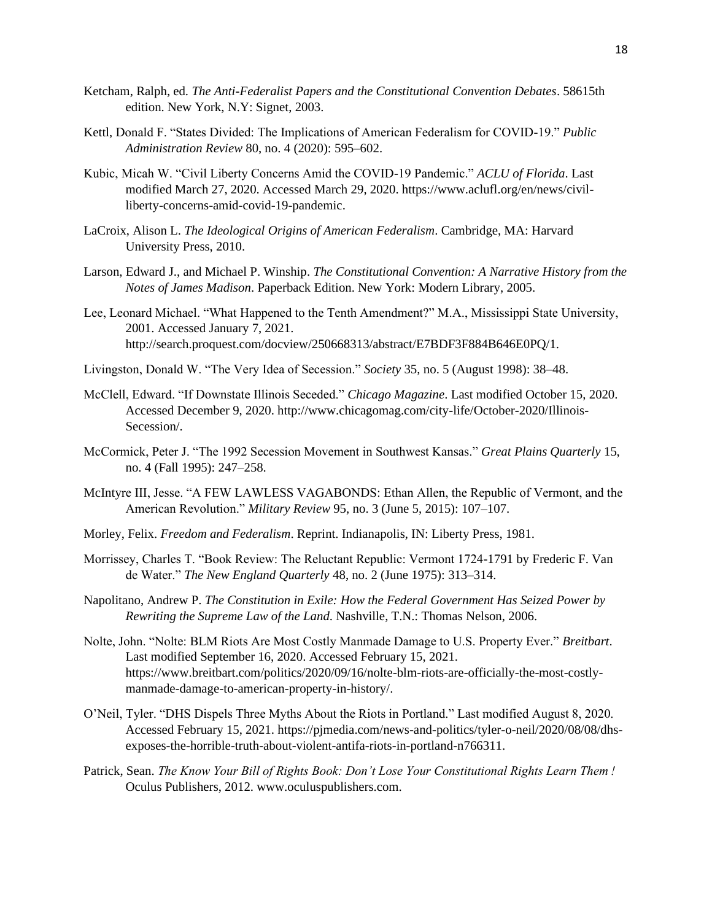Ketcham, Ralph, ed. *The Anti-Federalist Papers and the Constitutional Convention Debates*. 58615th edition. New York, N.Y: Signet, 2003.

Kettl, Donald F. "States Divided: The Implications of American Federalism for COVID-19." *Public Administration Review* 80, no. 4 (2020): 595–602.

Kubic, Micah W. "Civil Liberty Concerns Amid the COVID-19 Pandemic." *ACLU of Florida*. Last modified March 27, 2020. Accessed March 29, 2020. https://www.aclufl.org/en/news/civil-liberty-concerns-amid-covid-19-pandemic.

LaCroix, Alison L. *The Ideological Origins of American Federalism*. Cambridge, MA: Harvard University Press, 2010.

Larson, Edward J., and Michael P. Winship. *The Constitutional Convention: A Narrative History from the Notes of James Madison*. Paperback Edition. New York: Modern Library, 2005.

Lee, Leonard Michael. "What Happened to the Tenth Amendment?" M.A., Mississippi State University, 2001. Accessed January 7, 2021. http://search.proquest.com/docview/250668313/abstract/E7BDF3F884B646E0PQ/1.

Livingston, Donald W. "The Very Idea of Secession." *Society* 35, no. 5 (August 1998): 38–48.

McClell, Edward. "If Downstate Illinois Seceded." *Chicago Magazine*. Last modified October 15, 2020. Accessed December 9, 2020. http://www.chicagomag.com/city-life/October-2020/Illinois-Secession/.

McCormick, Peter J. "The 1992 Secession Movement in Southwest Kansas." *Great Plains Quarterly* 15, no. 4 (Fall 1995): 247–258.

McIntyre III, Jesse. "A FEW LAWLESS VAGABONDS: Ethan Allen, the Republic of Vermont, and the American Revolution." *Military Review* 95, no. 3 (June 5, 2015): 107–107.

Morley, Felix. *Freedom and Federalism*. Reprint. Indianapolis, IN: Liberty Press, 1981.

Morrissey, Charles T. "Book Review: The Reluctant Republic: Vermont 1724-1791 by Frederic F. Van de Water." *The New England Quarterly* 48, no. 2 (June 1975): 313–314.

Napolitano, Andrew P. *The Constitution in Exile: How the Federal Government Has Seized Power by Rewriting the Supreme Law of the Land*. Nashville, T.N.: Thomas Nelson, 2006.

Nolte, John. "Nolte: BLM Riots Are Most Costly Manmade Damage to U.S. Property Ever." *Breitbart*. Last modified September 16, 2020. Accessed February 15, 2021. https://www.breitbart.com/politics/2020/09/16/nolte-blm-riots-are-officially-the-most-costly-manmade-damage-to-american-property-in-history/.

O'Neil, Tyler. "DHS Dispels Three Myths About the Riots in Portland." Last modified August 8, 2020. Accessed February 15, 2021. https://pjmedia.com/news-and-politics/tyler-o-neil/2020/08/08/dhs-exposes-the-horrible-truth-about-violent-antifa-riots-in-portland-n766311.

Patrick, Sean. *The Know Your Bill of Rights Book: Don't Lose Your Constitutional Rights Learn Them !* Oculus Publishers, 2012. www.oculuspublishers.com.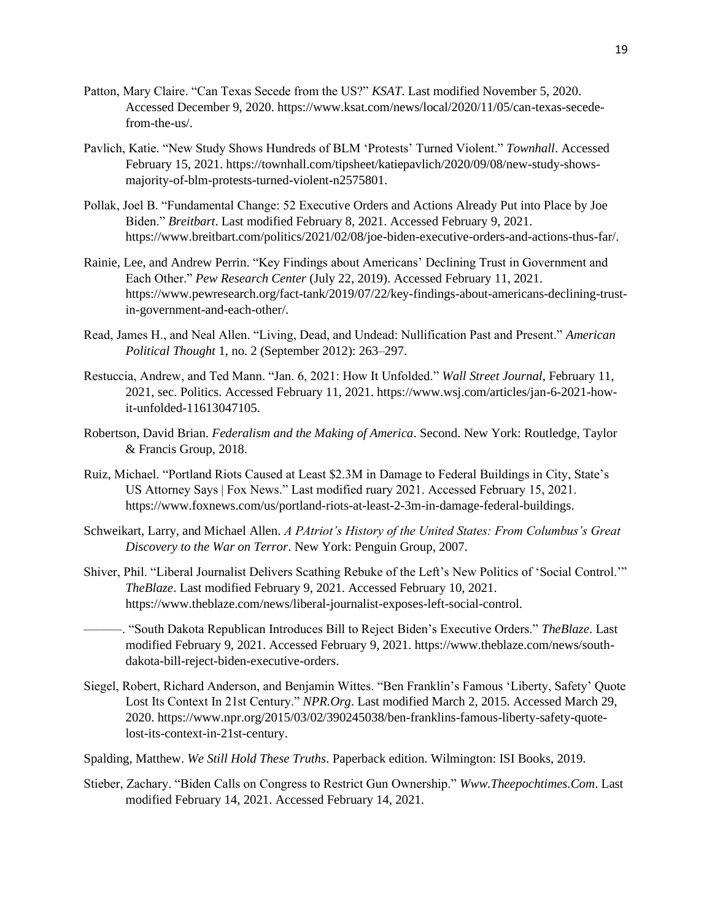Patton, Mary Claire. "Can Texas Secede from the US?" *KSAT*. Last modified November 5, 2020. Accessed December 9, 2020. https://www.ksat.com/news/local/2020/11/05/can-texas-secede-from-the-us/.

Pavlich, Katie. "New Study Shows Hundreds of BLM 'Protests' Turned Violent." *Townhall*. Accessed February 15, 2021. https://townhall.com/tipsheet/katiepavlich/2020/09/08/new-study-shows-majority-of-blm-protests-turned-violent-n2575801.

Pollak, Joel B. "Fundamental Change: 52 Executive Orders and Actions Already Put into Place by Joe Biden." *Breitbart*. Last modified February 8, 2021. Accessed February 9, 2021. https://www.breitbart.com/politics/2021/02/08/joe-biden-executive-orders-and-actions-thus-far/.

Rainie, Lee, and Andrew Perrin. "Key Findings about Americans' Declining Trust in Government and Each Other." *Pew Research Center* (July 22, 2019). Accessed February 11, 2021. https://www.pewresearch.org/fact-tank/2019/07/22/key-findings-about-americans-declining-trust-in-government-and-each-other/.

Read, James H., and Neal Allen. "Living, Dead, and Undead: Nullification Past and Present." *American Political Thought* 1, no. 2 (September 2012): 263–297.

Restuccia, Andrew, and Ted Mann. "Jan. 6, 2021: How It Unfolded." *Wall Street Journal*, February 11, 2021, sec. Politics. Accessed February 11, 2021. https://www.wsj.com/articles/jan-6-2021-how-it-unfolded-11613047105.

Robertson, David Brian. *Federalism and the Making of America*. Second. New York: Routledge, Taylor & Francis Group, 2018.

Ruiz, Michael. "Portland Riots Caused at Least $2.3M in Damage to Federal Buildings in City, State's US Attorney Says | Fox News." Last modified ruary 2021. Accessed February 15, 2021. https://www.foxnews.com/us/portland-riots-at-least-2-3m-in-damage-federal-buildings.

Schweikart, Larry, and Michael Allen. *A PAtriot's History of the United States: From Columbus's Great Discovery to the War on Terror*. New York: Penguin Group, 2007.

Shiver, Phil. "Liberal Journalist Delivers Scathing Rebuke of the Left's New Politics of 'Social Control.'" *TheBlaze*. Last modified February 9, 2021. Accessed February 10, 2021. https://www.theblaze.com/news/liberal-journalist-exposes-left-social-control.

———. "South Dakota Republican Introduces Bill to Reject Biden's Executive Orders." *TheBlaze*. Last modified February 9, 2021. Accessed February 9, 2021. https://www.theblaze.com/news/south-dakota-bill-reject-biden-executive-orders.

Siegel, Robert, Richard Anderson, and Benjamin Wittes. "Ben Franklin's Famous 'Liberty, Safety' Quote Lost Its Context In 21st Century." *NPR.Org*. Last modified March 2, 2015. Accessed March 29, 2020. https://www.npr.org/2015/03/02/390245038/ben-franklins-famous-liberty-safety-quote-lost-its-context-in-21st-century.

Spalding, Matthew. *We Still Hold These Truths*. Paperback edition. Wilmington: ISI Books, 2019.

Stieber, Zachary. "Biden Calls on Congress to Restrict Gun Ownership." *Www.Theepochtimes.Com*. Last modified February 14, 2021. Accessed February 14, 2021.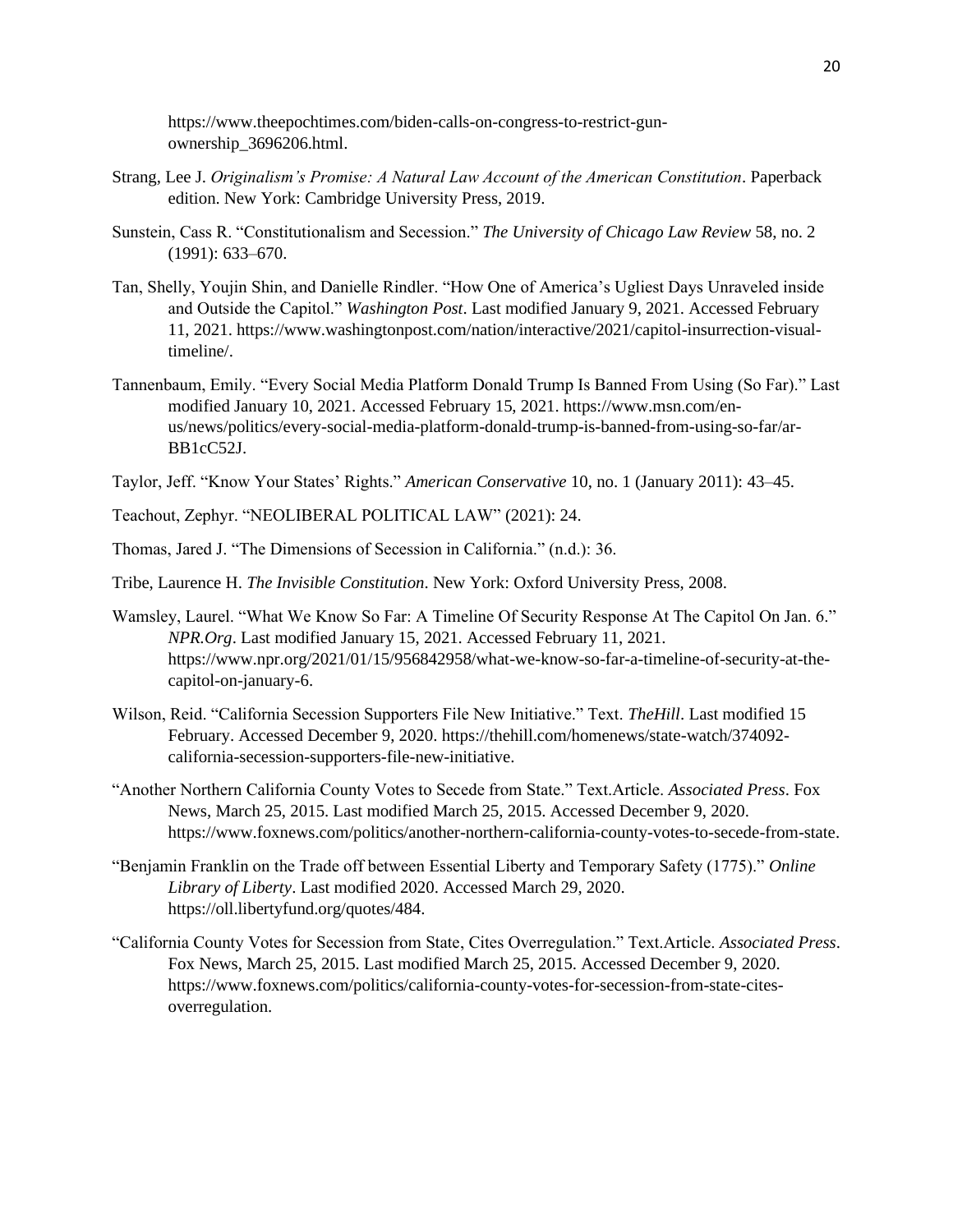https://www.theepochtimes.com/biden-calls-on-congress-to-restrict-gun-ownership_3696206.html.

Strang, Lee J. *Originalism's Promise: A Natural Law Account of the American Constitution*. Paperback edition. New York: Cambridge University Press, 2019.

Sunstein, Cass R. "Constitutionalism and Secession." *The University of Chicago Law Review* 58, no. 2 (1991): 633–670.

Tan, Shelly, Youjin Shin, and Danielle Rindler. "How One of America's Ugliest Days Unraveled inside and Outside the Capitol." *Washington Post*. Last modified January 9, 2021. Accessed February 11, 2021. https://www.washingtonpost.com/nation/interactive/2021/capitol-insurrection-visual-timeline/.

Tannenbaum, Emily. "Every Social Media Platform Donald Trump Is Banned From Using (So Far)." Last modified January 10, 2021. Accessed February 15, 2021. https://www.msn.com/en-us/news/politics/every-social-media-platform-donald-trump-is-banned-from-using-so-far/ar-BB1cC52J.

Taylor, Jeff. "Know Your States' Rights." *American Conservative* 10, no. 1 (January 2011): 43–45.

Teachout, Zephyr. "NEOLIBERAL POLITICAL LAW" (2021): 24.

Thomas, Jared J. "The Dimensions of Secession in California." (n.d.): 36.

Tribe, Laurence H. *The Invisible Constitution*. New York: Oxford University Press, 2008.

Wamsley, Laurel. "What We Know So Far: A Timeline Of Security Response At The Capitol On Jan. 6." *NPR.Org*. Last modified January 15, 2021. Accessed February 11, 2021. https://www.npr.org/2021/01/15/956842958/what-we-know-so-far-a-timeline-of-security-at-the-capitol-on-january-6.

Wilson, Reid. "California Secession Supporters File New Initiative." Text. *TheHill*. Last modified 15 February. Accessed December 9, 2020. https://thehill.com/homenews/state-watch/374092-california-secession-supporters-file-new-initiative.

"Another Northern California County Votes to Secede from State." Text.Article. *Associated Press*. Fox News, March 25, 2015. Last modified March 25, 2015. Accessed December 9, 2020. https://www.foxnews.com/politics/another-northern-california-county-votes-to-secede-from-state.

"Benjamin Franklin on the Trade off between Essential Liberty and Temporary Safety (1775)." *Online Library of Liberty*. Last modified 2020. Accessed March 29, 2020. https://oll.libertyfund.org/quotes/484.

"California County Votes for Secession from State, Cites Overregulation." Text.Article. *Associated Press*. Fox News, March 25, 2015. Last modified March 25, 2015. Accessed December 9, 2020. https://www.foxnews.com/politics/california-county-votes-for-secession-from-state-cites-overregulation.